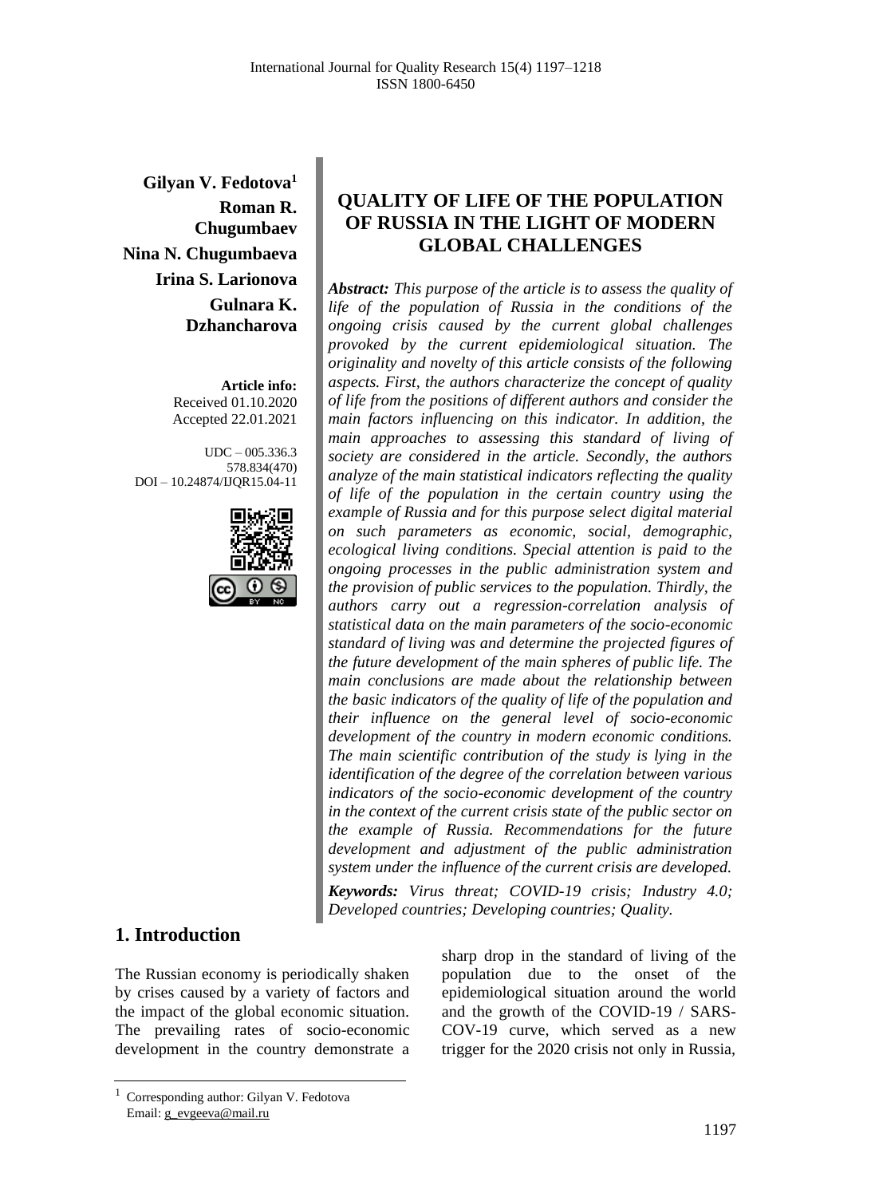**Gilyan V. Fedotova**[1]
**Roman R. Chugumbaev**
**Nina N. Chugumbaeva**
**Irina S. Larionova**
**Gulnara K. Dzhancharova**

**Article info:**
Received 01.10.2020
Accepted 22.01.2021

UDC – 005.336.3
578.834(470)
DOI – 10.24874/IJQR15.04-11

# QUALITY OF LIFE OF THE POPULATION OF RUSSIA IN THE LIGHT OF MODERN GLOBAL CHALLENGES

***Abstract:*** *This purpose of the article is to assess the quality of life of the population of Russia in the conditions of the ongoing crisis caused by the current global challenges provoked by the current epidemiological situation. The originality and novelty of this article consists of the following aspects. First, the authors characterize the concept of quality of life from the positions of different authors and consider the main factors influencing on this indicator. In addition, the main approaches to assessing this standard of living of society are considered in the article. Secondly, the authors analyze of the main statistical indicators reflecting the quality of life of the population in the certain country using the example of Russia and for this purpose select digital material on such parameters as economic, social, demographic, ecological living conditions. Special attention is paid to the ongoing processes in the public administration system and the provision of public services to the population. Thirdly, the authors carry out a regression-correlation analysis of statistical data on the main parameters of the socio-economic standard of living was and determine the projected figures of the future development of the main spheres of public life. The main conclusions are made about the relationship between the basic indicators of the quality of life of the population and their influence on the general level of socio-economic development of the country in modern economic conditions. The main scientific contribution of the study is lying in the identification of the degree of the correlation between various indicators of the socio-economic development of the country in the context of the current crisis state of the public sector on the example of Russia. Recommendations for the future development and adjustment of the public administration system under the influence of the current crisis are developed.*

***Keywords:*** *Virus threat; COVID-19 crisis; Industry 4.0; Developed countries; Developing countries; Quality.*

## 1. Introduction

The Russian economy is periodically shaken by crises caused by a variety of factors and the impact of the global economic situation. The prevailing rates of socio-economic development in the country demonstrate a sharp drop in the standard of living of the population due to the onset of the epidemiological situation around the world and the growth of the COVID-19 / SARS-COV-19 curve, which served as a new trigger for the 2020 crisis not only in Russia,

---

[1] Corresponding author: Gilyan V. Fedotova
Email: g_evgeeva@mail.ru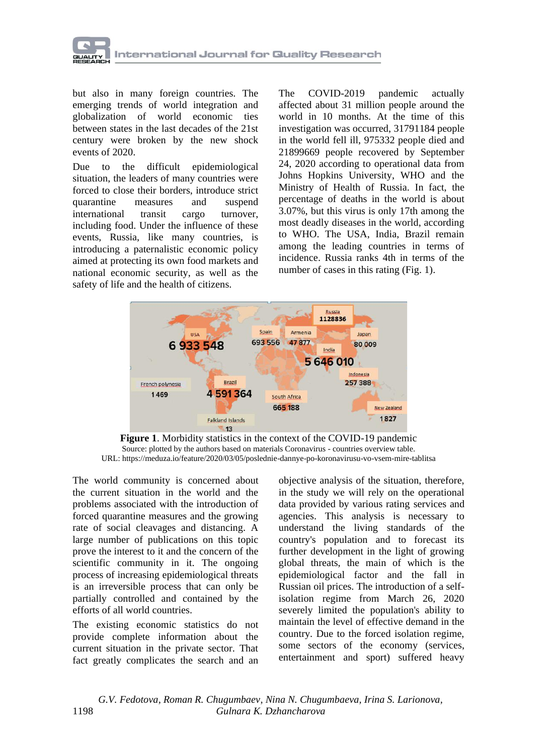but also in many foreign countries. The emerging trends of world integration and globalization of world economic ties between states in the last decades of the 21st century were broken by the new shock events of 2020.

Due to the difficult epidemiological situation, the leaders of many countries were forced to close their borders, introduce strict quarantine measures and suspend international transit cargo turnover, including food. Under the influence of these events, Russia, like many countries, is introducing a paternalistic economic policy aimed at protecting its own food markets and national economic security, as well as the safety of life and the health of citizens.

The COVID-2019 pandemic actually affected about 31 million people around the world in 10 months. At the time of this investigation was occurred, 31791184 people in the world fell ill, 975332 people died and 21899669 people recovered by September 24, 2020 according to operational data from Johns Hopkins University, WHO and the Ministry of Health of Russia. In fact, the percentage of deaths in the world is about 3.07%, but this virus is only 17th among the most deadly diseases in the world, according to WHO. The USA, India, Brazil remain among the leading countries in terms of incidence. Russia ranks 4th in terms of the number of cases in this rating (Fig. 1).

**Figure 1**. Morbidity statistics in the context of the COVID-19 pandemic
Source: plotted by the authors based on materials Coronavirus - countries overview table.
URL: https://meduza.io/feature/2020/03/05/poslednie-dannye-po-koronavirusu-vo-vsem-mire-tablitsa

The world community is concerned about the current situation in the world and the problems associated with the introduction of forced quarantine measures and the growing rate of social cleavages and distancing. A large number of publications on this topic prove the interest to it and the concern of the scientific community in it. The ongoing process of increasing epidemiological threats is an irreversible process that can only be partially controlled and contained by the efforts of all world countries.

The existing economic statistics do not provide complete information about the current situation in the private sector. That fact greatly complicates the search and an objective analysis of the situation, therefore, in the study we will rely on the operational data provided by various rating services and agencies. This analysis is necessary to understand the living standards of the country's population and to forecast its further development in the light of growing global threats, the main of which is the epidemiological factor and the fall in Russian oil prices. The introduction of a self-isolation regime from March 26, 2020 severely limited the population's ability to maintain the level of effective demand in the country. Due to the forced isolation regime, some sectors of the economy (services, entertainment and sport) suffered heavy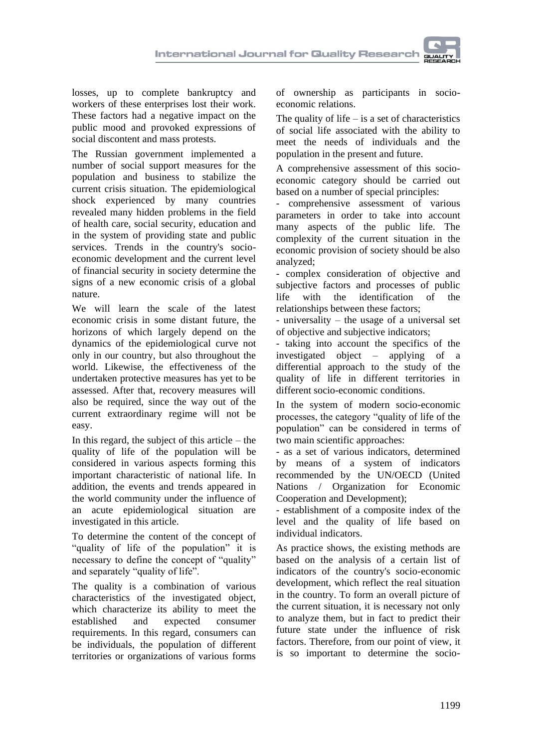losses, up to complete bankruptcy and workers of these enterprises lost their work. These factors had a negative impact on the public mood and provoked expressions of social discontent and mass protests.

The Russian government implemented a number of social support measures for the population and business to stabilize the current crisis situation. The epidemiological shock experienced by many countries revealed many hidden problems in the field of health care, social security, education and in the system of providing state and public services. Trends in the country's socio-economic development and the current level of financial security in society determine the signs of a new economic crisis of a global nature.

We will learn the scale of the latest economic crisis in some distant future, the horizons of which largely depend on the dynamics of the epidemiological curve not only in our country, but also throughout the world. Likewise, the effectiveness of the undertaken protective measures has yet to be assessed. After that, recovery measures will also be required, since the way out of the current extraordinary regime will not be easy.

In this regard, the subject of this article – the quality of life of the population will be considered in various aspects forming this important characteristic of national life. In addition, the events and trends appeared in the world community under the influence of an acute epidemiological situation are investigated in this article.

To determine the content of the concept of "quality of life of the population" it is necessary to define the concept of "quality" and separately "quality of life".

The quality is a combination of various characteristics of the investigated object, which characterize its ability to meet the established and expected consumer requirements. In this regard, consumers can be individuals, the population of different territories or organizations of various forms of ownership as participants in socio-economic relations.

The quality of life – is a set of characteristics of social life associated with the ability to meet the needs of individuals and the population in the present and future.

A comprehensive assessment of this socio-economic category should be carried out based on a number of special principles:

- comprehensive assessment of various parameters in order to take into account many aspects of the public life. The complexity of the current situation in the economic provision of society should be also analyzed;
- complex consideration of objective and subjective factors and processes of public life with the identification of the relationships between these factors;
- universality – the usage of a universal set of objective and subjective indicators;
- taking into account the specifics of the investigated object – applying of a differential approach to the study of the quality of life in different territories in different socio-economic conditions.

In the system of modern socio-economic processes, the category "quality of life of the population" can be considered in terms of two main scientific approaches:

- as a set of various indicators, determined by means of a system of indicators recommended by the UN/OECD (United Nations / Organization for Economic Cooperation and Development);
- establishment of a composite index of the level and the quality of life based on individual indicators.

As practice shows, the existing methods are based on the analysis of a certain list of indicators of the country's socio-economic development, which reflect the real situation in the country. To form an overall picture of the current situation, it is necessary not only to analyze them, but in fact to predict their future state under the influence of risk factors. Therefore, from our point of view, it is so important to determine the socio-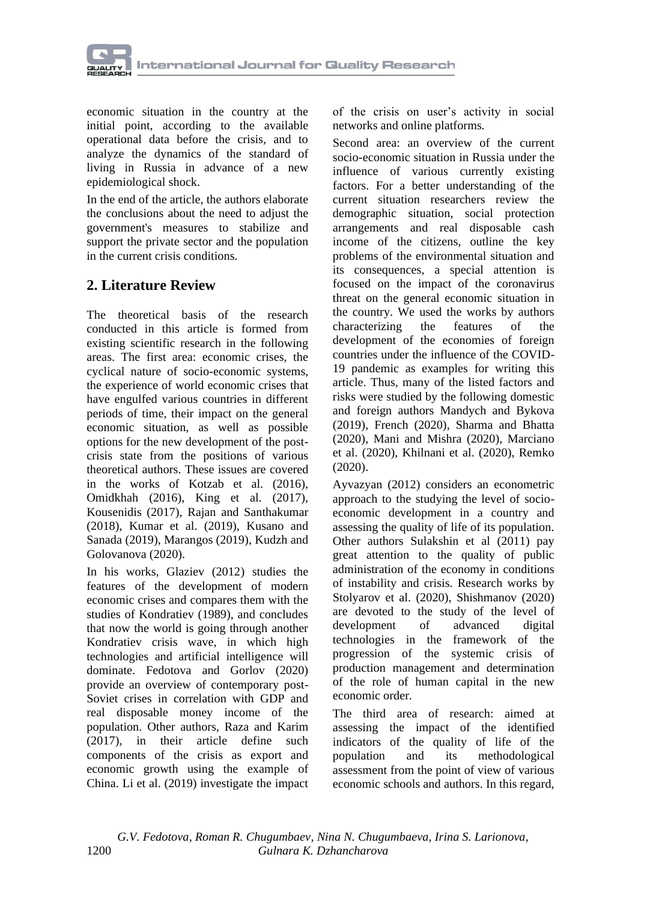economic situation in the country at the initial point, according to the available operational data before the crisis, and to analyze the dynamics of the standard of living in Russia in advance of a new epidemiological shock.

In the end of the article, the authors elaborate the conclusions about the need to adjust the government's measures to stabilize and support the private sector and the population in the current crisis conditions.

## 2. Literature Review

The theoretical basis of the research conducted in this article is formed from existing scientific research in the following areas. The first area: economic crises, the cyclical nature of socio-economic systems, the experience of world economic crises that have engulfed various countries in different periods of time, their impact on the general economic situation, as well as possible options for the new development of the post-crisis state from the positions of various theoretical authors. These issues are covered in the works of Kotzab et al. (2016), Omidkhah (2016), King et al. (2017), Kousenidis (2017), Rajan and Santhakumar (2018), Kumar et al. (2019), Kusano and Sanada (2019), Marangos (2019), Kudzh and Golovanova (2020).

In his works, Glaziev (2012) studies the features of the development of modern economic crises and compares them with the studies of Kondratiev (1989), and concludes that now the world is going through another Kondratiev crisis wave, in which high technologies and artificial intelligence will dominate. Fedotova and Gorlov (2020) provide an overview of contemporary post-Soviet crises in correlation with GDP and real disposable money income of the population. Other authors, Raza and Karim (2017), in their article define such components of the crisis as export and economic growth using the example of China. Li et al. (2019) investigate the impact of the crisis on user's activity in social networks and online platforms.

Second area: an overview of the current socio-economic situation in Russia under the influence of various currently existing factors. For a better understanding of the current situation researchers review the demographic situation, social protection arrangements and real disposable cash income of the citizens, outline the key problems of the environmental situation and its consequences, a special attention is focused on the impact of the coronavirus threat on the general economic situation in the country. We used the works by authors characterizing the features of the development of the economies of foreign countries under the influence of the COVID-19 pandemic as examples for writing this article. Thus, many of the listed factors and risks were studied by the following domestic and foreign authors Mandych and Bykova (2019), French (2020), Sharma and Bhatta (2020), Mani and Mishra (2020), Marciano et al. (2020), Khilnani et al. (2020), Remko (2020).

Ayvazyan (2012) considers an econometric approach to the studying the level of socio-economic development in a country and assessing the quality of life of its population. Other authors Sulakshin et al (2011) pay great attention to the quality of public administration of the economy in conditions of instability and crisis. Research works by Stolyarov et al. (2020), Shishmanov (2020) are devoted to the study of the level of development of advanced digital technologies in the framework of the progression of the systemic crisis of production management and determination of the role of human capital in the new economic order.

The third area of research: aimed at assessing the impact of the identified indicators of the quality of life of the population and its methodological assessment from the point of view of various economic schools and authors. In this regard,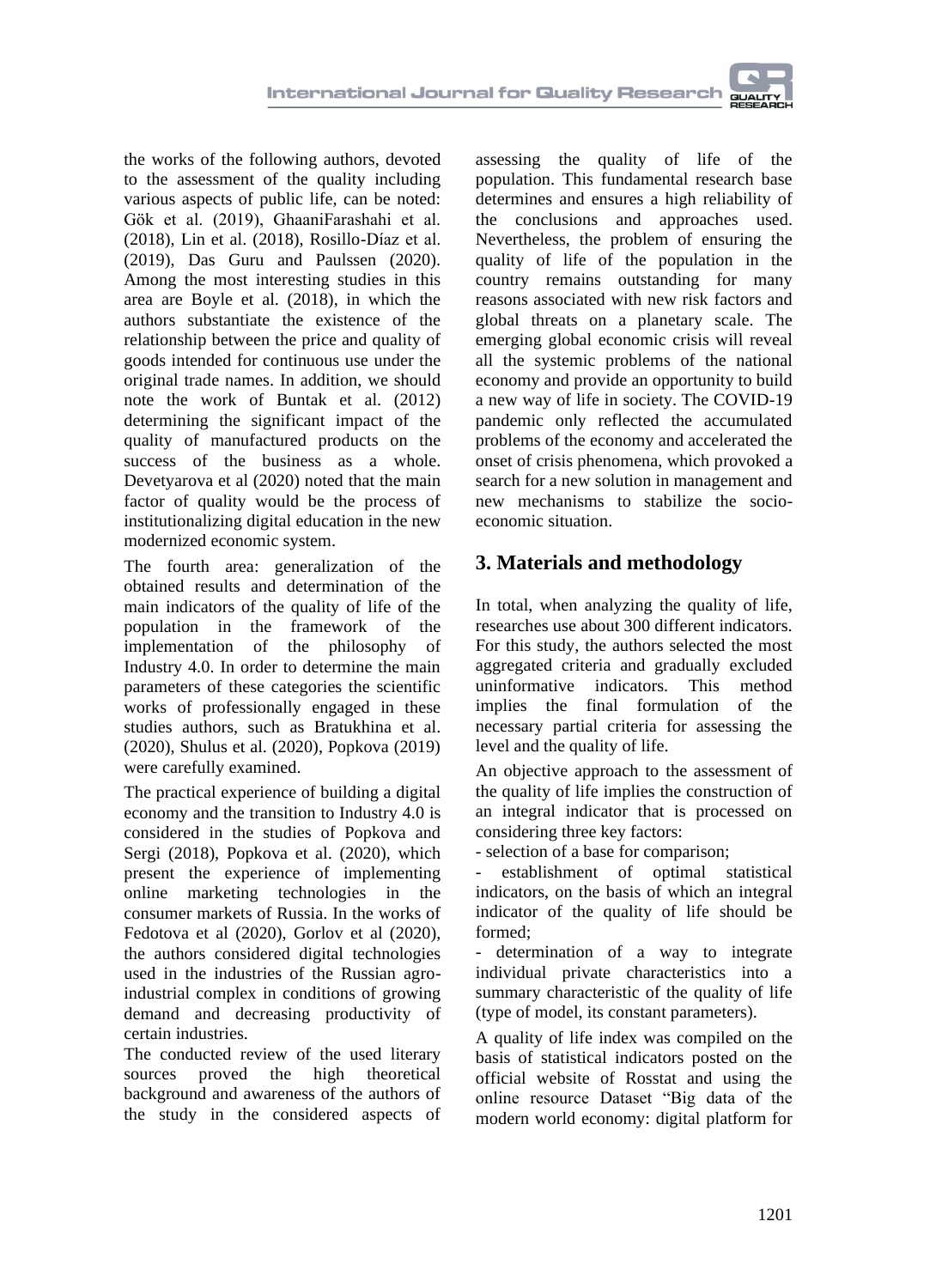the works of the following authors, devoted to the assessment of the quality including various aspects of public life, can be noted: Gök et al. (2019), GhaaniFarashahi et al. (2018), Lin et al. (2018), Rosillo-Díaz et al. (2019), Das Guru and Paulssen (2020). Among the most interesting studies in this area are Boyle et al. (2018), in which the authors substantiate the existence of the relationship between the price and quality of goods intended for continuous use under the original trade names. In addition, we should note the work of Buntak et al. (2012) determining the significant impact of the quality of manufactured products on the success of the business as a whole. Devetyarova et al (2020) noted that the main factor of quality would be the process of institutionalizing digital education in the new modernized economic system.

The fourth area: generalization of the obtained results and determination of the main indicators of the quality of life of the population in the framework of the implementation of the philosophy of Industry 4.0. In order to determine the main parameters of these categories the scientific works of professionally engaged in these studies authors, such as Bratukhina et al. (2020), Shulus et al. (2020), Popkova (2019) were carefully examined.

The practical experience of building a digital economy and the transition to Industry 4.0 is considered in the studies of Popkova and Sergi (2018), Popkova et al. (2020), which present the experience of implementing online marketing technologies in the consumer markets of Russia. In the works of Fedotova et al (2020), Gorlov et al (2020), the authors considered digital technologies used in the industries of the Russian agro-industrial complex in conditions of growing demand and decreasing productivity of certain industries.

The conducted review of the used literary sources proved the high theoretical background and awareness of the authors of the study in the considered aspects of assessing the quality of life of the population. This fundamental research base determines and ensures a high reliability of the conclusions and approaches used. Nevertheless, the problem of ensuring the quality of life of the population in the country remains outstanding for many reasons associated with new risk factors and global threats on a planetary scale. The emerging global economic crisis will reveal all the systemic problems of the national economy and provide an opportunity to build a new way of life in society. The COVID-19 pandemic only reflected the accumulated problems of the economy and accelerated the onset of crisis phenomena, which provoked a search for a new solution in management and new mechanisms to stabilize the socio-economic situation.

## 3. Materials and methodology

In total, when analyzing the quality of life, researches use about 300 different indicators. For this study, the authors selected the most aggregated criteria and gradually excluded uninformative indicators. This method implies the final formulation of the necessary partial criteria for assessing the level and the quality of life.

An objective approach to the assessment of the quality of life implies the construction of an integral indicator that is processed on considering three key factors:

- selection of a base for comparison;
- establishment of optimal statistical indicators, on the basis of which an integral indicator of the quality of life should be formed;
- determination of a way to integrate individual private characteristics into a summary characteristic of the quality of life (type of model, its constant parameters).

A quality of life index was compiled on the basis of statistical indicators posted on the official website of Rosstat and using the online resource Dataset “Big data of the modern world economy: digital platform for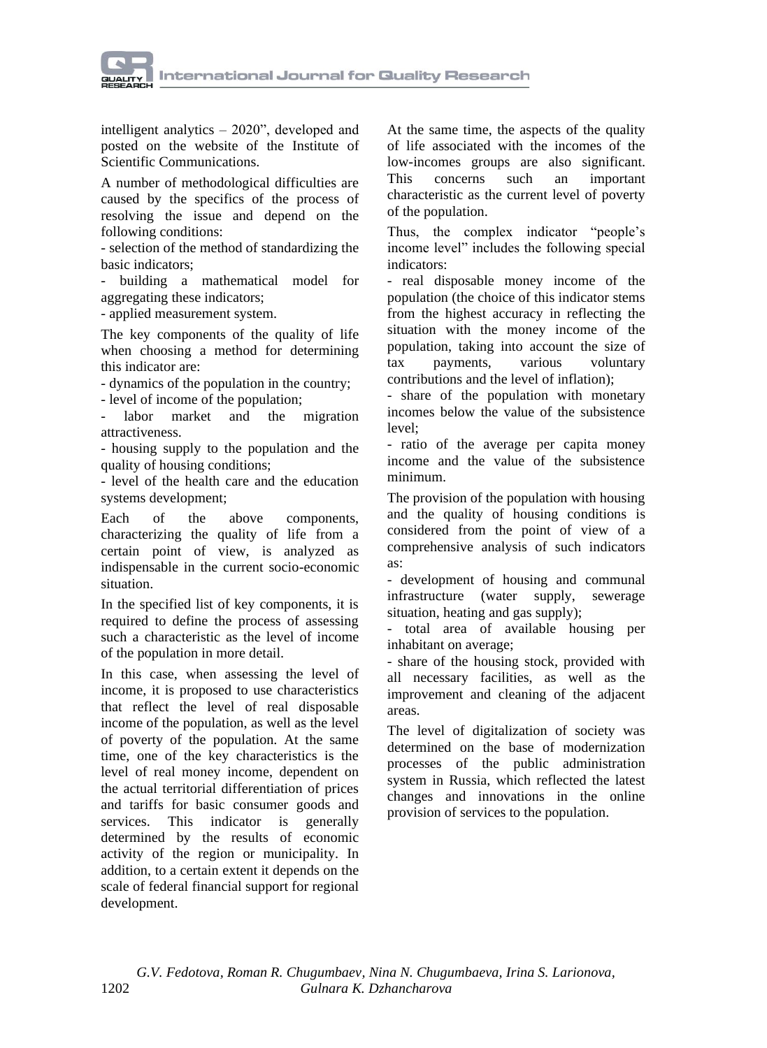intelligent analytics – 2020", developed and posted on the website of the Institute of Scientific Communications.

A number of methodological difficulties are caused by the specifics of the process of resolving the issue and depend on the following conditions:

- selection of the method of standardizing the basic indicators;
- building a mathematical model for aggregating these indicators;
- applied measurement system.

The key components of the quality of life when choosing a method for determining this indicator are:

- dynamics of the population in the country;
- level of income of the population;
- labor market and the migration attractiveness.
- housing supply to the population and the quality of housing conditions;
- level of the health care and the education systems development;

Each of the above components, characterizing the quality of life from a certain point of view, is analyzed as indispensable in the current socio-economic situation.

In the specified list of key components, it is required to define the process of assessing such a characteristic as the level of income of the population in more detail.

In this case, when assessing the level of income, it is proposed to use characteristics that reflect the level of real disposable income of the population, as well as the level of poverty of the population. At the same time, one of the key characteristics is the level of real money income, dependent on the actual territorial differentiation of prices and tariffs for basic consumer goods and services. This indicator is generally determined by the results of economic activity of the region or municipality. In addition, to a certain extent it depends on the scale of federal financial support for regional development.

At the same time, the aspects of the quality of life associated with the incomes of the low-incomes groups are also significant. This concerns such an important characteristic as the current level of poverty of the population.

Thus, the complex indicator "people's income level" includes the following special indicators:

- real disposable money income of the population (the choice of this indicator stems from the highest accuracy in reflecting the situation with the money income of the population, taking into account the size of tax payments, various voluntary contributions and the level of inflation);
- share of the population with monetary incomes below the value of the subsistence level;
- ratio of the average per capita money income and the value of the subsistence minimum.

The provision of the population with housing and the quality of housing conditions is considered from the point of view of a comprehensive analysis of such indicators as:

- development of housing and communal infrastructure (water supply, sewerage situation, heating and gas supply);
- total area of available housing per inhabitant on average;
- share of the housing stock, provided with all necessary facilities, as well as the improvement and cleaning of the adjacent areas.

The level of digitalization of society was determined on the base of modernization processes of the public administration system in Russia, which reflected the latest changes and innovations in the online provision of services to the population.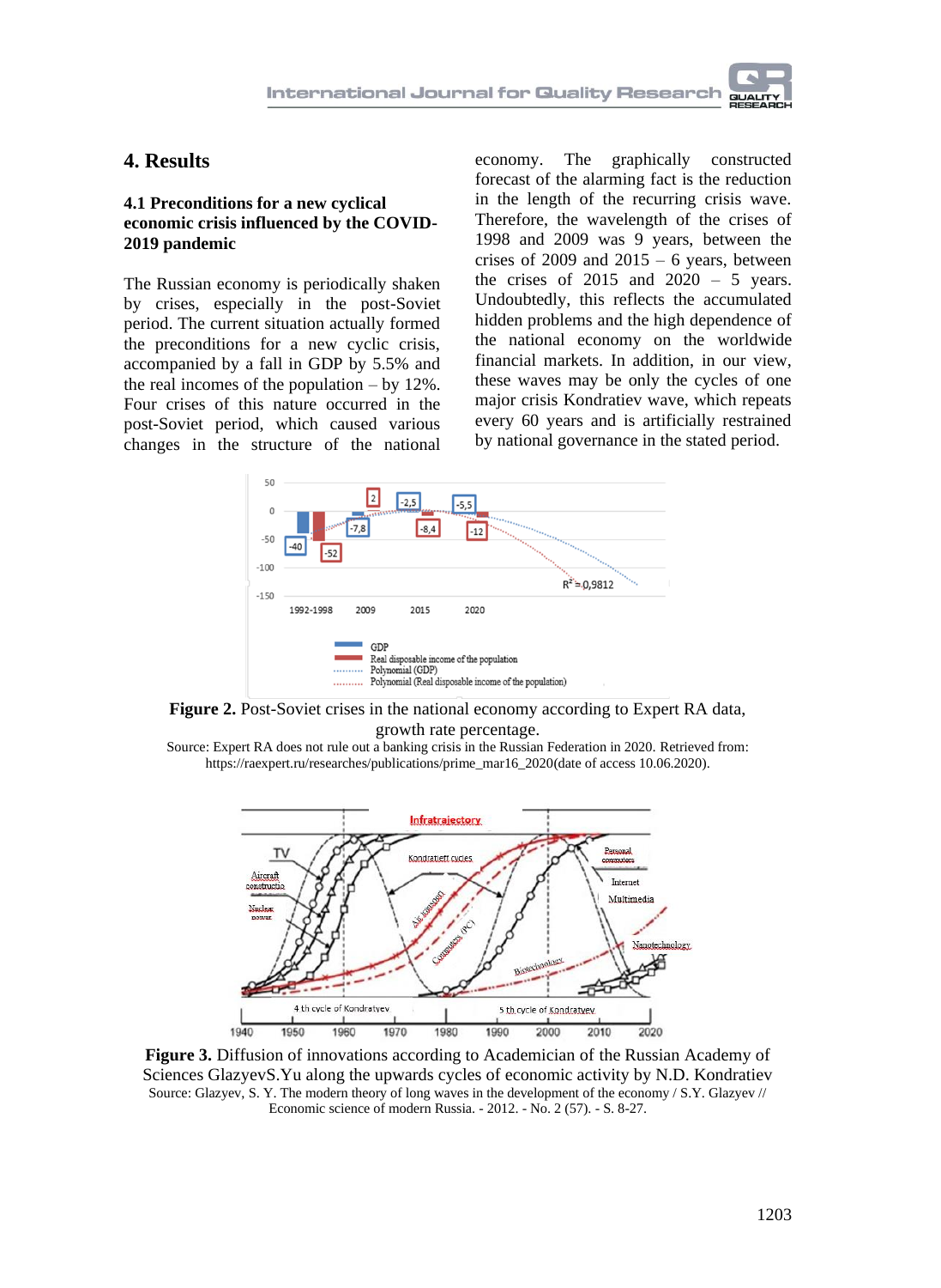## 4. Results

### 4.1 Preconditions for a new cyclical economic crisis influenced by the COVID-2019 pandemic

The Russian economy is periodically shaken by crises, especially in the post-Soviet period. The current situation actually formed the preconditions for a new cyclic crisis, accompanied by a fall in GDP by 5.5% and the real incomes of the population – by 12%. Four crises of this nature occurred in the post-Soviet period, which caused various changes in the structure of the national economy. The graphically constructed forecast of the alarming fact is the reduction in the length of the recurring crisis wave. Therefore, the wavelength of the crises of 1998 and 2009 was 9 years, between the crises of 2009 and 2015 – 6 years, between the crises of 2015 and 2020 – 5 years. Undoubtedly, this reflects the accumulated hidden problems and the high dependence of the national economy on the worldwide financial markets. In addition, in our view, these waves may be only the cycles of one major crisis Kondratiev wave, which repeats every 60 years and is artificially restrained by national governance in the stated period.

**Figure 2.** Post-Soviet crises in the national economy according to Expert RA data, growth rate percentage.

Source: Expert RA does not rule out a banking crisis in the Russian Federation in 2020. Retrieved from: https://raexpert.ru/researches/publications/prime_mar16_2020(date of access 10.06.2020).

**Figure 3.** Diffusion of innovations according to Academician of the Russian Academy of Sciences GlazyevS.Yu along the upwards cycles of economic activity by N.D. Kondratiev

Source: Glazyev, S. Y. The modern theory of long waves in the development of the economy / S.Y. Glazyev // Economic science of modern Russia. - 2012. - No. 2 (57). - S. 8-27.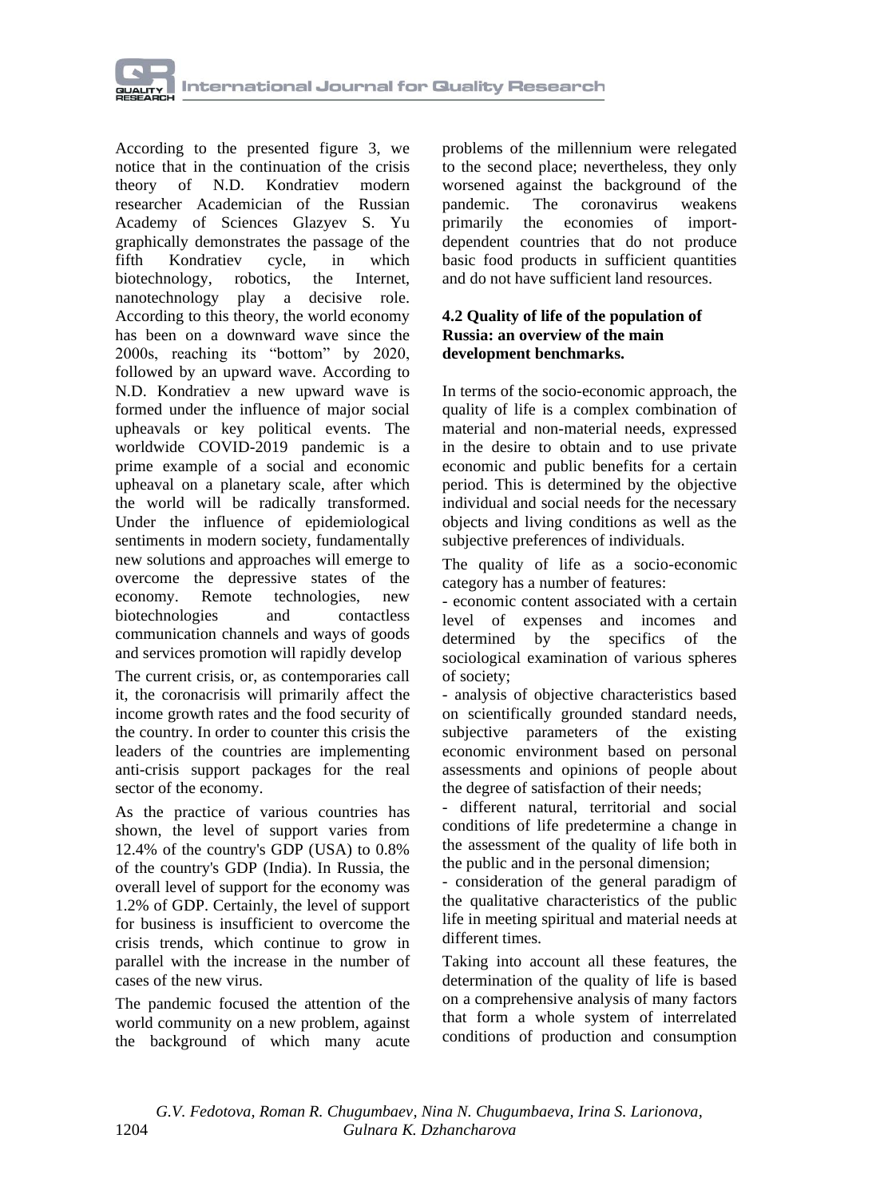According to the presented figure 3, we notice that in the continuation of the crisis theory of N.D. Kondratiev modern researcher Academician of the Russian Academy of Sciences Glazyev S. Yu graphically demonstrates the passage of the fifth Kondratiev cycle, in which biotechnology, robotics, the Internet, nanotechnology play a decisive role. According to this theory, the world economy has been on a downward wave since the 2000s, reaching its "bottom" by 2020, followed by an upward wave. According to N.D. Kondratiev a new upward wave is formed under the influence of major social upheavals or key political events. The worldwide COVID-2019 pandemic is a prime example of a social and economic upheaval on a planetary scale, after which the world will be radically transformed. Under the influence of epidemiological sentiments in modern society, fundamentally new solutions and approaches will emerge to overcome the depressive states of the economy. Remote technologies, new biotechnologies and contactless communication channels and ways of goods and services promotion will rapidly develop

The current crisis, or, as contemporaries call it, the coronacrisis will primarily affect the income growth rates and the food security of the country. In order to counter this crisis the leaders of the countries are implementing anti-crisis support packages for the real sector of the economy.

As the practice of various countries has shown, the level of support varies from 12.4% of the country's GDP (USA) to 0.8% of the country's GDP (India). In Russia, the overall level of support for the economy was 1.2% of GDP. Certainly, the level of support for business is insufficient to overcome the crisis trends, which continue to grow in parallel with the increase in the number of cases of the new virus.

The pandemic focused the attention of the world community on a new problem, against the background of which many acute problems of the millennium were relegated to the second place; nevertheless, they only worsened against the background of the pandemic. The coronavirus weakens primarily the economies of import-dependent countries that do not produce basic food products in sufficient quantities and do not have sufficient land resources.

### 4.2 Quality of life of the population of Russia: an overview of the main development benchmarks.

In terms of the socio-economic approach, the quality of life is a complex combination of material and non-material needs, expressed in the desire to obtain and to use private economic and public benefits for a certain period. This is determined by the objective individual and social needs for the necessary objects and living conditions as well as the subjective preferences of individuals.

The quality of life as a socio-economic category has a number of features:

- economic content associated with a certain level of expenses and incomes and determined by the specifics of the sociological examination of various spheres of society;
- analysis of objective characteristics based on scientifically grounded standard needs, subjective parameters of the existing economic environment based on personal assessments and opinions of people about the degree of satisfaction of their needs;
- different natural, territorial and social conditions of life predetermine a change in the assessment of the quality of life both in the public and in the personal dimension;
- consideration of the general paradigm of the qualitative characteristics of the public life in meeting spiritual and material needs at different times.

Taking into account all these features, the determination of the quality of life is based on a comprehensive analysis of many factors that form a whole system of interrelated conditions of production and consumption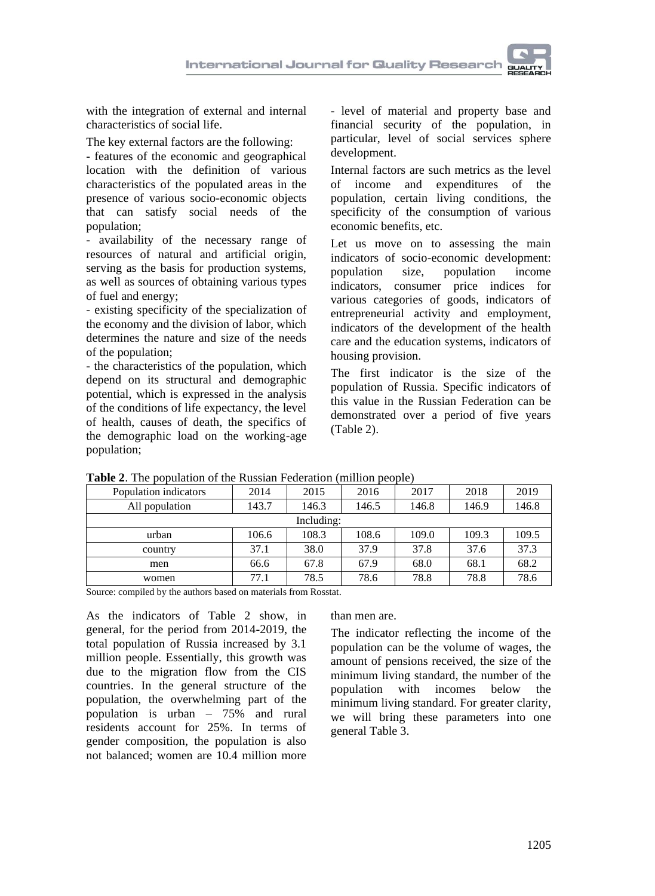with the integration of external and internal characteristics of social life.

The key external factors are the following:

- features of the economic and geographical location with the definition of various characteristics of the populated areas in the presence of various socio-economic objects that can satisfy social needs of the population;
- availability of the necessary range of resources of natural and artificial origin, serving as the basis for production systems, as well as sources of obtaining various types of fuel and energy;
- existing specificity of the specialization of the economy and the division of labor, which determines the nature and size of the needs of the population;
- the characteristics of the population, which depend on its structural and demographic potential, which is expressed in the analysis of the conditions of life expectancy, the level of health, causes of death, the specifics of the demographic load on the working-age population;
- level of material and property base and financial security of the population, in particular, level of social services sphere development.

Internal factors are such metrics as the level of income and expenditures of the population, certain living conditions, the specificity of the consumption of various economic benefits, etc.

Let us move on to assessing the main indicators of socio-economic development: population size, population income indicators, consumer price indices for various categories of goods, indicators of entrepreneurial activity and employment, indicators of the development of the health care and the education systems, indicators of housing provision.

The first indicator is the size of the population of Russia. Specific indicators of this value in the Russian Federation can be demonstrated over a period of five years (Table 2).

**Table 2**. The population of the Russian Federation (million people)

| Population indicators | 2014 | 2015 | 2016 | 2017 | 2018 | 2019 |
|---|---|---|---|---|---|---|
| All population | 143.7 | 146.3 | 146.5 | 146.8 | 146.9 | 146.8 |
| Including: | | | | | | |
| urban | 106.6 | 108.3 | 108.6 | 109.0 | 109.3 | 109.5 |
| country | 37.1 | 38.0 | 37.9 | 37.8 | 37.6 | 37.3 |
| men | 66.6 | 67.8 | 67.9 | 68.0 | 68.1 | 68.2 |
| women | 77.1 | 78.5 | 78.6 | 78.8 | 78.8 | 78.6 |

Source: compiled by the authors based on materials from Rosstat.

As the indicators of Table 2 show, in general, for the period from 2014-2019, the total population of Russia increased by 3.1 million people. Essentially, this growth was due to the migration flow from the CIS countries. In the general structure of the population, the overwhelming part of the population is urban – 75% and rural residents account for 25%. In terms of gender composition, the population is also not balanced; women are 10.4 million more than men are.

The indicator reflecting the income of the population can be the volume of wages, the amount of pensions received, the size of the minimum living standard, the number of the population with incomes below the minimum living standard. For greater clarity, we will bring these parameters into one general Table 3.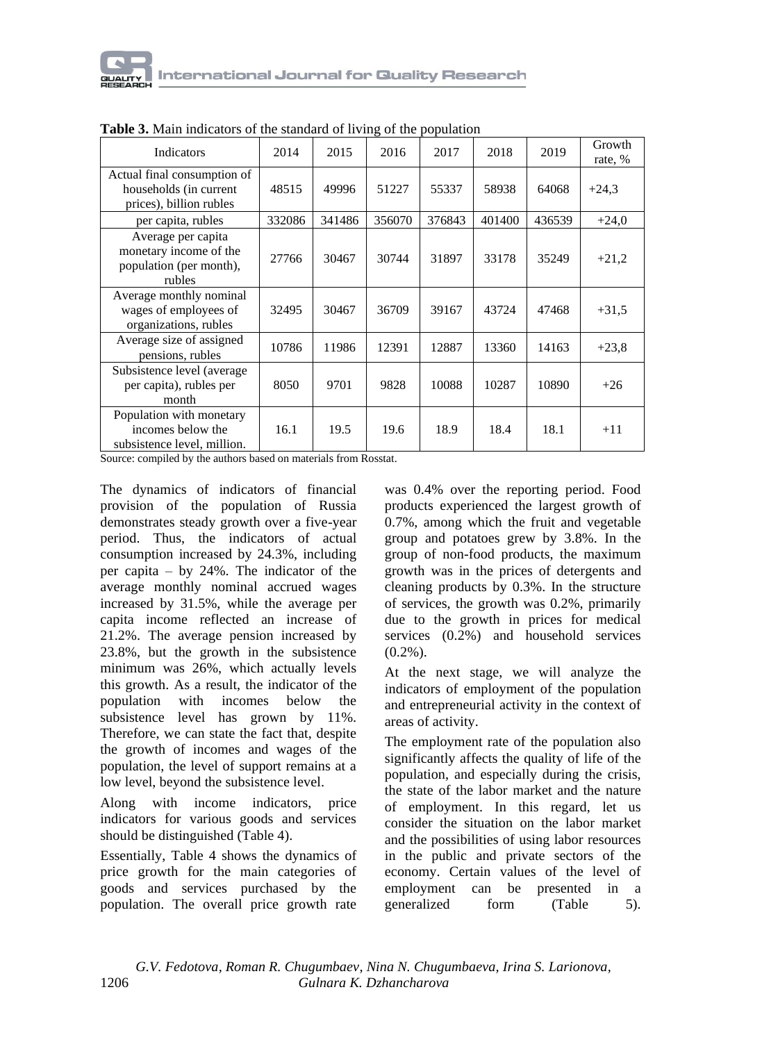**Table 3.** Main indicators of the standard of living of the population

| Indicators | 2014 | 2015 | 2016 | 2017 | 2018 | 2019 | Growth rate, % |
|---|---|---|---|---|---|---|---|
| Actual final consumption of households (in current prices), billion rubles | 48515 | 49996 | 51227 | 55337 | 58938 | 64068 | +24,3 |
| per capita, rubles | 332086 | 341486 | 356070 | 376843 | 401400 | 436539 | +24,0 |
| Average per capita monetary income of the population (per month), rubles | 27766 | 30467 | 30744 | 31897 | 33178 | 35249 | +21,2 |
| Average monthly nominal wages of employees of organizations, rubles | 32495 | 30467 | 36709 | 39167 | 43724 | 47468 | +31,5 |
| Average size of assigned pensions, rubles | 10786 | 11986 | 12391 | 12887 | 13360 | 14163 | +23,8 |
| Subsistence level (average per capita), rubles per month | 8050 | 9701 | 9828 | 10088 | 10287 | 10890 | +26 |
| Population with monetary incomes below the subsistence level, million. | 16.1 | 19.5 | 19.6 | 18.9 | 18.4 | 18.1 | +11 |

Source: compiled by the authors based on materials from Rosstat.

The dynamics of indicators of financial provision of the population of Russia demonstrates steady growth over a five-year period. Thus, the indicators of actual consumption increased by 24.3%, including per capita – by 24%. The indicator of the average monthly nominal accrued wages increased by 31.5%, while the average per capita income reflected an increase of 21.2%. The average pension increased by 23.8%, but the growth in the subsistence minimum was 26%, which actually levels this growth. As a result, the indicator of the population with incomes below the subsistence level has grown by 11%. Therefore, we can state the fact that, despite the growth of incomes and wages of the population, the level of support remains at a low level, beyond the subsistence level.

Along with income indicators, price indicators for various goods and services should be distinguished (Table 4).

Essentially, Table 4 shows the dynamics of price growth for the main categories of goods and services purchased by the population. The overall price growth rate was 0.4% over the reporting period. Food products experienced the largest growth of 0.7%, among which the fruit and vegetable group and potatoes grew by 3.8%. In the group of non-food products, the maximum growth was in the prices of detergents and cleaning products by 0.3%. In the structure of services, the growth was 0.2%, primarily due to the growth in prices for medical services (0.2%) and household services (0.2%).

At the next stage, we will analyze the indicators of employment of the population and entrepreneurial activity in the context of areas of activity.

The employment rate of the population also significantly affects the quality of life of the population, and especially during the crisis, the state of the labor market and the nature of employment. In this regard, let us consider the situation on the labor market and the possibilities of using labor resources in the public and private sectors of the economy. Certain values of the level of employment can be presented in a generalized form (Table 5).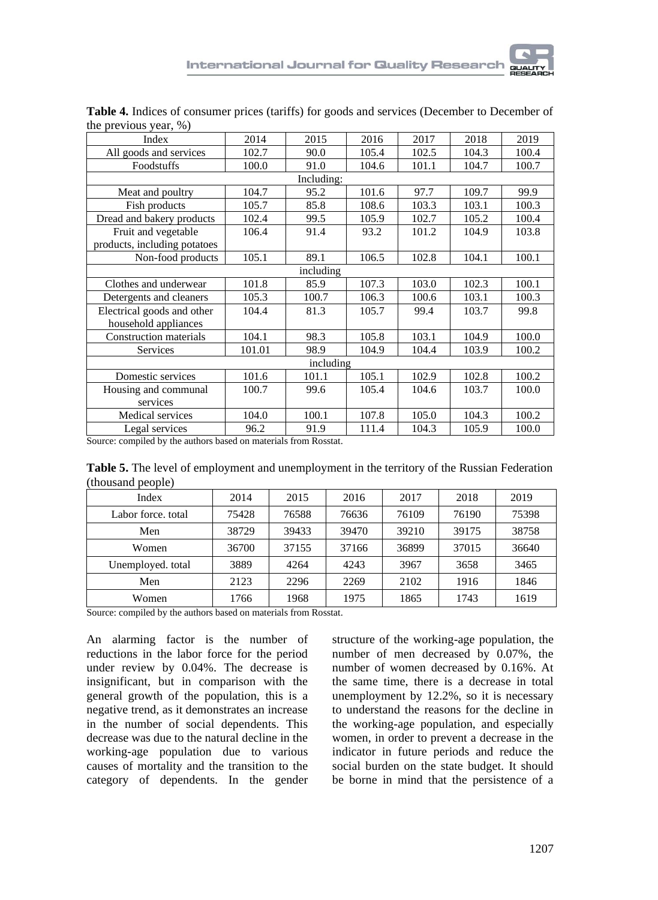**Table 4.** Indices of consumer prices (tariffs) for goods and services (December to December of the previous year, %)

| Index | 2014 | 2015 | 2016 | 2017 | 2018 | 2019 |
|---|---|---|---|---|---|---|
| All goods and services | 102.7 | 90.0 | 105.4 | 102.5 | 104.3 | 100.4 |
| Foodstuffs | 100.0 | 91.0 | 104.6 | 101.1 | 104.7 | 100.7 |
| Including: | | | | | | |
| Meat and poultry | 104.7 | 95.2 | 101.6 | 97.7 | 109.7 | 99.9 |
| Fish products | 105.7 | 85.8 | 108.6 | 103.3 | 103.1 | 100.3 |
| Dread and bakery products | 102.4 | 99.5 | 105.9 | 102.7 | 105.2 | 100.4 |
| Fruit and vegetable products, including potatoes | 106.4 | 91.4 | 93.2 | 101.2 | 104.9 | 103.8 |
| Non-food products | 105.1 | 89.1 | 106.5 | 102.8 | 104.1 | 100.1 |
| including | | | | | | |
| Clothes and underwear | 101.8 | 85.9 | 107.3 | 103.0 | 102.3 | 100.1 |
| Detergents and cleaners | 105.3 | 100.7 | 106.3 | 100.6 | 103.1 | 100.3 |
| Electrical goods and other household appliances | 104.4 | 81.3 | 105.7 | 99.4 | 103.7 | 99.8 |
| Construction materials | 104.1 | 98.3 | 105.8 | 103.1 | 104.9 | 100.0 |
| Services | 101.01 | 98.9 | 104.9 | 104.4 | 103.9 | 100.2 |
| including | | | | | | |
| Domestic services | 101.6 | 101.1 | 105.1 | 102.9 | 102.8 | 100.2 |
| Housing and communal services | 100.7 | 99.6 | 105.4 | 104.6 | 103.7 | 100.0 |
| Medical services | 104.0 | 100.1 | 107.8 | 105.0 | 104.3 | 100.2 |
| Legal services | 96.2 | 91.9 | 111.4 | 104.3 | 105.9 | 100.0 |

Source: compiled by the authors based on materials from Rosstat.

**Table 5.** The level of employment and unemployment in the territory of the Russian Federation (thousand people)

| Index | 2014 | 2015 | 2016 | 2017 | 2018 | 2019 |
|---|---|---|---|---|---|---|
| Labor force. total | 75428 | 76588 | 76636 | 76109 | 76190 | 75398 |
| Men | 38729 | 39433 | 39470 | 39210 | 39175 | 38758 |
| Women | 36700 | 37155 | 37166 | 36899 | 37015 | 36640 |
| Unemployed. total | 3889 | 4264 | 4243 | 3967 | 3658 | 3465 |
| Men | 2123 | 2296 | 2269 | 2102 | 1916 | 1846 |
| Women | 1766 | 1968 | 1975 | 1865 | 1743 | 1619 |

Source: compiled by the authors based on materials from Rosstat.

An alarming factor is the number of reductions in the labor force for the period under review by 0.04%. The decrease is insignificant, but in comparison with the general growth of the population, this is a negative trend, as it demonstrates an increase in the number of social dependents. This decrease was due to the natural decline in the working-age population due to various causes of mortality and the transition to the category of dependents. In the gender structure of the working-age population, the number of men decreased by 0.07%, the number of women decreased by 0.16%. At the same time, there is a decrease in total unemployment by 12.2%, so it is necessary to understand the reasons for the decline in the working-age population, and especially women, in order to prevent a decrease in the indicator in future periods and reduce the social burden on the state budget. It should be borne in mind that the persistence of a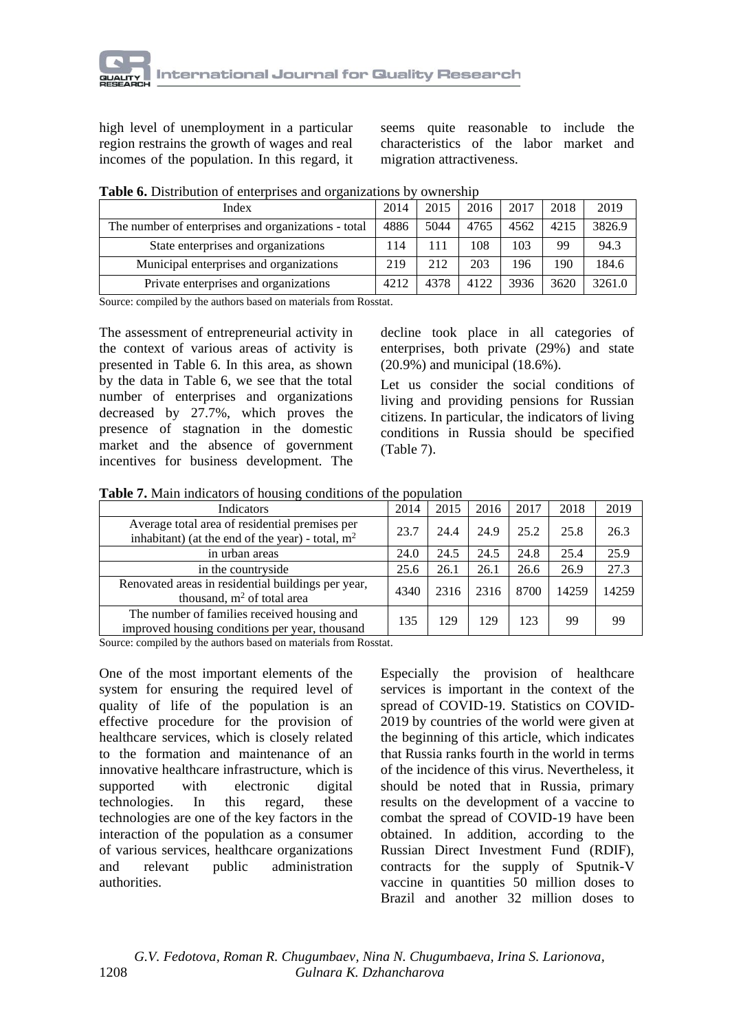high level of unemployment in a particular region restrains the growth of wages and real incomes of the population. In this regard, it seems quite reasonable to include the characteristics of the labor market and migration attractiveness.

**Table 6.** Distribution of enterprises and organizations by ownership

| Index | 2014 | 2015 | 2016 | 2017 | 2018 | 2019 |
|---|---|---|---|---|---|---|
| The number of enterprises and organizations - total | 4886 | 5044 | 4765 | 4562 | 4215 | 3826.9 |
| State enterprises and organizations | 114 | 111 | 108 | 103 | 99 | 94.3 |
| Municipal enterprises and organizations | 219 | 212 | 203 | 196 | 190 | 184.6 |
| Private enterprises and organizations | 4212 | 4378 | 4122 | 3936 | 3620 | 3261.0 |

Source: compiled by the authors based on materials from Rosstat.

The assessment of entrepreneurial activity in the context of various areas of activity is presented in Table 6. In this area, as shown by the data in Table 6, we see that the total number of enterprises and organizations decreased by 27.7%, which proves the presence of stagnation in the domestic market and the absence of government incentives for business development. The decline took place in all categories of enterprises, both private (29%) and state (20.9%) and municipal (18.6%).

Let us consider the social conditions of living and providing pensions for Russian citizens. In particular, the indicators of living conditions in Russia should be specified (Table 7).

**Table 7.** Main indicators of housing conditions of the population

| Indicators | 2014 | 2015 | 2016 | 2017 | 2018 | 2019 |
|---|---|---|---|---|---|---|
| Average total area of residential premises per inhabitant) (at the end of the year) - total, $m^2$ | 23.7 | 24.4 | 24.9 | 25.2 | 25.8 | 26.3 |
| in urban areas | 24.0 | 24.5 | 24.5 | 24.8 | 25.4 | 25.9 |
| in the countryside | 25.6 | 26.1 | 26.1 | 26.6 | 26.9 | 27.3 |
| Renovated areas in residential buildings per year, thousand, $m^2$ of total area | 4340 | 2316 | 2316 | 8700 | 14259 | 14259 |
| The number of families received housing and improved housing conditions per year, thousand | 135 | 129 | 129 | 123 | 99 | 99 |

Source: compiled by the authors based on materials from Rosstat.

One of the most important elements of the system for ensuring the required level of quality of life of the population is an effective procedure for the provision of healthcare services, which is closely related to the formation and maintenance of an innovative healthcare infrastructure, which is supported with electronic digital technologies. In this regard, these technologies are one of the key factors in the interaction of the population as a consumer of various services, healthcare organizations and relevant public administration authorities.

Especially the provision of healthcare services is important in the context of the spread of COVID-19. Statistics on COVID-2019 by countries of the world were given at the beginning of this article, which indicates that Russia ranks fourth in the world in terms of the incidence of this virus. Nevertheless, it should be noted that in Russia, primary results on the development of a vaccine to combat the spread of COVID-19 have been obtained. In addition, according to the Russian Direct Investment Fund (RDIF), contracts for the supply of Sputnik-V vaccine in quantities 50 million doses to Brazil and another 32 million doses to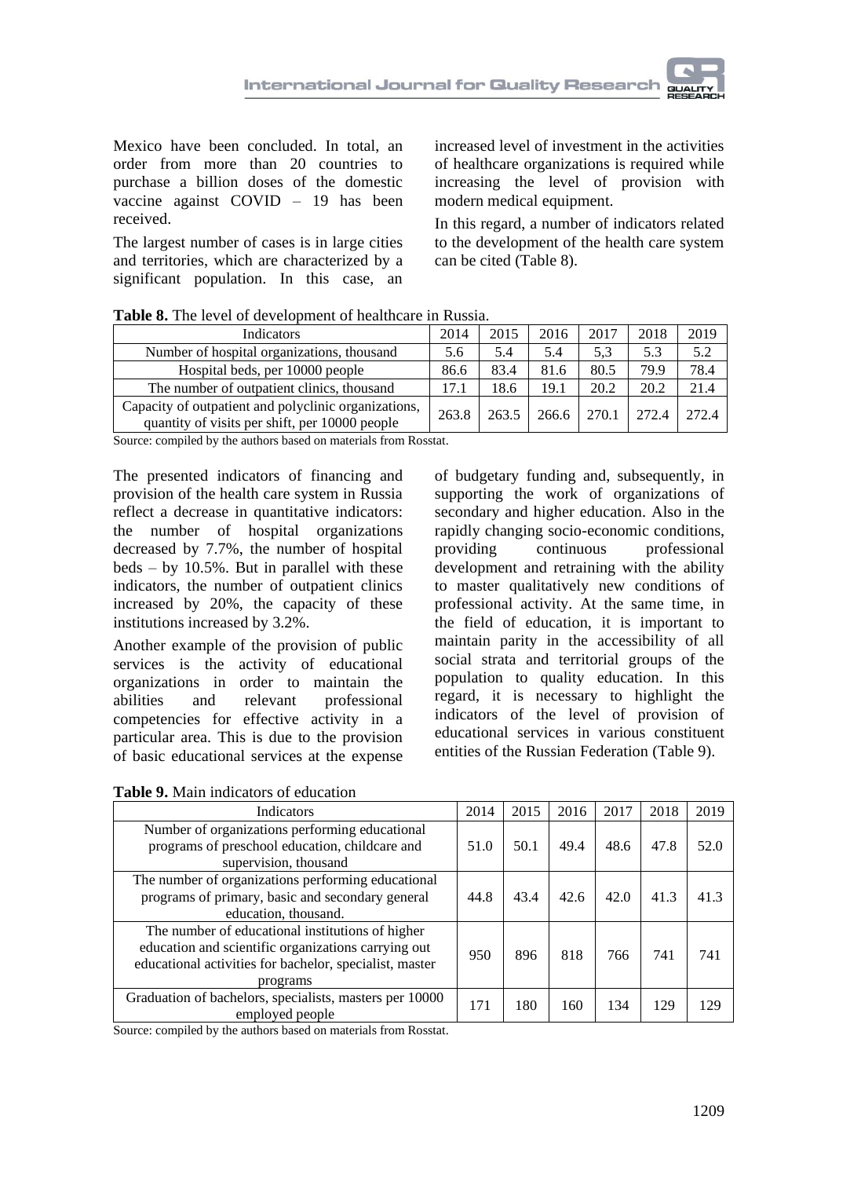Mexico have been concluded. In total, an order from more than 20 countries to purchase a billion doses of the domestic vaccine against COVID – 19 has been received.

The largest number of cases is in large cities and territories, which are characterized by a significant population. In this case, an increased level of investment in the activities of healthcare organizations is required while increasing the level of provision with modern medical equipment.

In this regard, a number of indicators related to the development of the health care system can be cited (Table 8).

**Table 8.** The level of development of healthcare in Russia.

| Indicators | 2014 | 2015 | 2016 | 2017 | 2018 | 2019 |
|---|---|---|---|---|---|---|
| Number of hospital organizations, thousand | 5.6 | 5.4 | 5.4 | 5,3 | 5.3 | 5.2 |
| Hospital beds, per 10000 people | 86.6 | 83.4 | 81.6 | 80.5 | 79.9 | 78.4 |
| The number of outpatient clinics, thousand | 17.1 | 18.6 | 19.1 | 20.2 | 20.2 | 21.4 |
| Capacity of outpatient and polyclinic organizations, quantity of visits per shift, per 10000 people | 263.8 | 263.5 | 266.6 | 270.1 | 272.4 | 272.4 |

Source: compiled by the authors based on materials from Rosstat.

The presented indicators of financing and provision of the health care system in Russia reflect a decrease in quantitative indicators: the number of hospital organizations decreased by 7.7%, the number of hospital beds – by 10.5%. But in parallel with these indicators, the number of outpatient clinics increased by 20%, the capacity of these institutions increased by 3.2%.

Another example of the provision of public services is the activity of educational organizations in order to maintain the abilities and relevant professional competencies for effective activity in a particular area. This is due to the provision of basic educational services at the expense of budgetary funding and, subsequently, in supporting the work of organizations of secondary and higher education. Also in the rapidly changing socio-economic conditions, providing continuous professional development and retraining with the ability to master qualitatively new conditions of professional activity. At the same time, in the field of education, it is important to maintain parity in the accessibility of all social strata and territorial groups of the population to quality education. In this regard, it is necessary to highlight the indicators of the level of provision of educational services in various constituent entities of the Russian Federation (Table 9).

**Table 9.** Main indicators of education

| Indicators | 2014 | 2015 | 2016 | 2017 | 2018 | 2019 |
|---|---|---|---|---|---|---|
| Number of organizations performing educational programs of preschool education, childcare and supervision, thousand | 51.0 | 50.1 | 49.4 | 48.6 | 47.8 | 52.0 |
| The number of organizations performing educational programs of primary, basic and secondary general education, thousand. | 44.8 | 43.4 | 42.6 | 42.0 | 41.3 | 41.3 |
| The number of educational institutions of higher education and scientific organizations carrying out educational activities for bachelor, specialist, master programs | 950 | 896 | 818 | 766 | 741 | 741 |
| Graduation of bachelors, specialists, masters per 10000 employed people | 171 | 180 | 160 | 134 | 129 | 129 |

Source: compiled by the authors based on materials from Rosstat.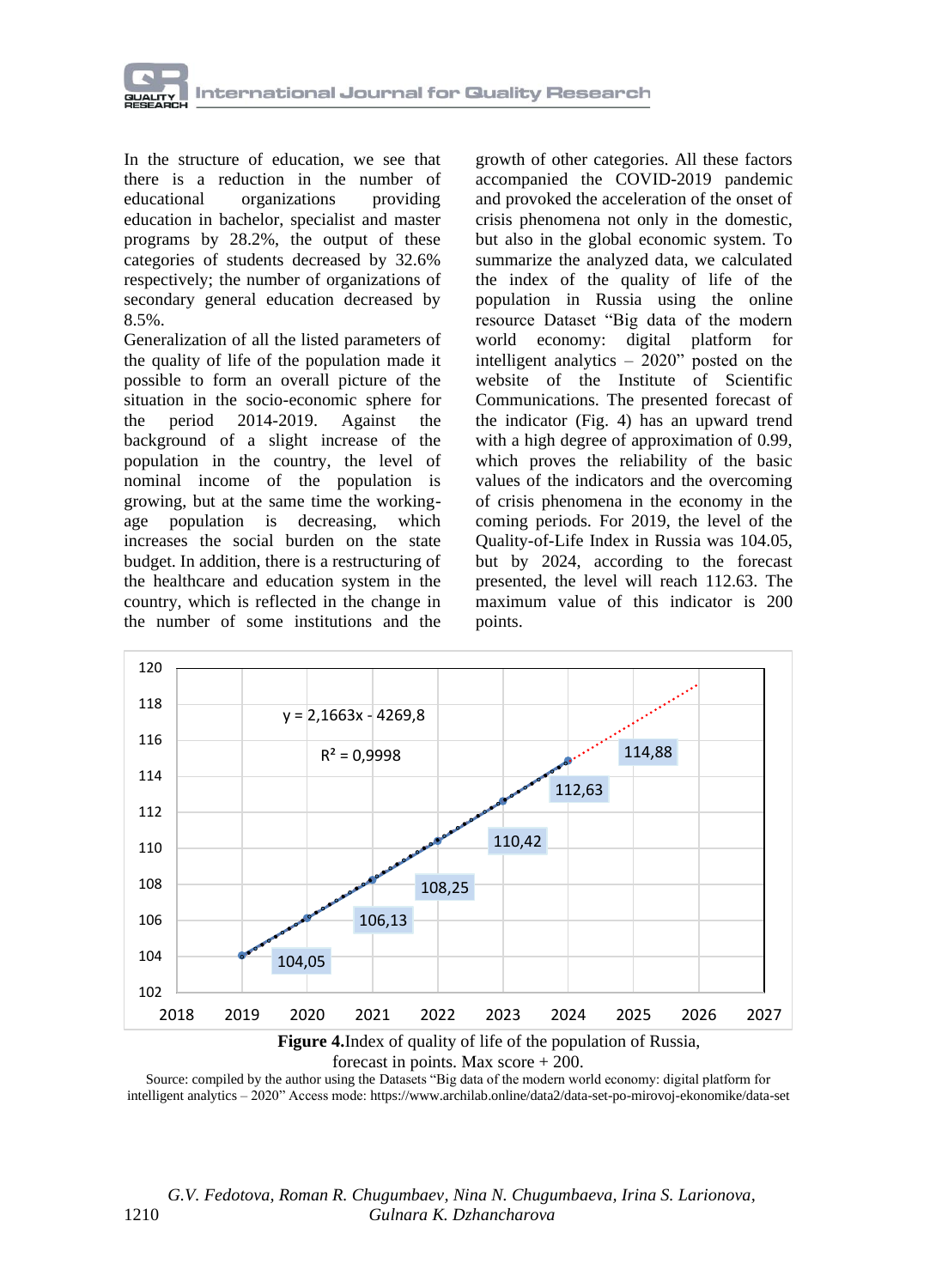In the structure of education, we see that there is a reduction in the number of educational organizations providing education in bachelor, specialist and master programs by 28.2%, the output of these categories of students decreased by 32.6% respectively; the number of organizations of secondary general education decreased by 8.5%.

Generalization of all the listed parameters of the quality of life of the population made it possible to form an overall picture of the situation in the socio-economic sphere for the period 2014-2019. Against the background of a slight increase of the population in the country, the level of nominal income of the population is growing, but at the same time the working-age population is decreasing, which increases the social burden on the state budget. In addition, there is a restructuring of the healthcare and education system in the country, which is reflected in the change in the number of some institutions and the growth of other categories. All these factors accompanied the COVID-2019 pandemic and provoked the acceleration of the onset of crisis phenomena not only in the domestic, but also in the global economic system. To summarize the analyzed data, we calculated the index of the quality of life of the population in Russia using the online resource Dataset "Big data of the modern world economy: digital platform for intelligent analytics – 2020" posted on the website of the Institute of Scientific Communications. The presented forecast of the indicator (Fig. 4) has an upward trend with a high degree of approximation of 0.99, which proves the reliability of the basic values of the indicators and the overcoming of crisis phenomena in the economy in the coming periods. For 2019, the level of the Quality-of-Life Index in Russia was 104.05, but by 2024, according to the forecast presented, the level will reach 112.63. The maximum value of this indicator is 200 points.

$$y = 2{,}1663x - 4269{,}8$$

$$R^2 = 0{,}9998$$

| Year | 2019 | 2020 | 2021 | 2022 | 2023 | 2024 |
|---|---|---|---|---|---|---|
| Index | 104,05 | 106,13 | 108,25 | 110,42 | 112,63 | 114,88 |

**Figure 4.** Index of quality of life of the population of Russia, forecast in points. Max score + 200.

Source: compiled by the author using the Datasets "Big data of the modern world economy: digital platform for intelligent analytics – 2020" Access mode: https://www.archilab.online/data2/data-set-po-mirovoj-ekonomike/data-set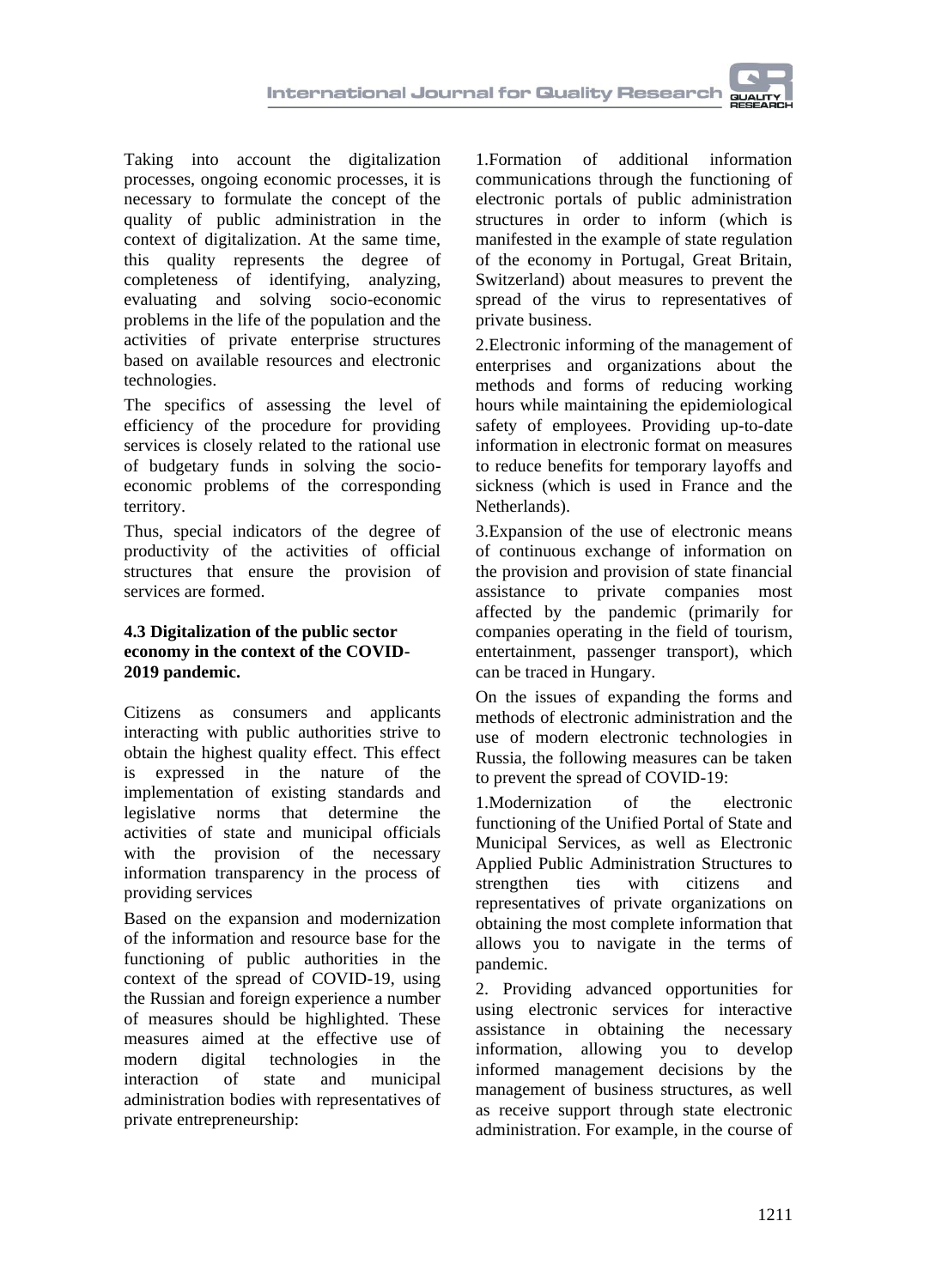Taking into account the digitalization processes, ongoing economic processes, it is necessary to formulate the concept of the quality of public administration in the context of digitalization. At the same time, this quality represents the degree of completeness of identifying, analyzing, evaluating and solving socio-economic problems in the life of the population and the activities of private enterprise structures based on available resources and electronic technologies.

The specifics of assessing the level of efficiency of the procedure for providing services is closely related to the rational use of budgetary funds in solving the socio-economic problems of the corresponding territory.

Thus, special indicators of the degree of productivity of the activities of official structures that ensure the provision of services are formed.

### 4.3 Digitalization of the public sector economy in the context of the COVID-2019 pandemic.

Citizens as consumers and applicants interacting with public authorities strive to obtain the highest quality effect. This effect is expressed in the nature of the implementation of existing standards and legislative norms that determine the activities of state and municipal officials with the provision of the necessary information transparency in the process of providing services

Based on the expansion and modernization of the information and resource base for the functioning of public authorities in the context of the spread of COVID-19, using the Russian and foreign experience a number of measures should be highlighted. These measures aimed at the effective use of modern digital technologies in the interaction of state and municipal administration bodies with representatives of private entrepreneurship:

1.Formation of additional information communications through the functioning of electronic portals of public administration structures in order to inform (which is manifested in the example of state regulation of the economy in Portugal, Great Britain, Switzerland) about measures to prevent the spread of the virus to representatives of private business.

2.Electronic informing of the management of enterprises and organizations about the methods and forms of reducing working hours while maintaining the epidemiological safety of employees. Providing up-to-date information in electronic format on measures to reduce benefits for temporary layoffs and sickness (which is used in France and the Netherlands).

3.Expansion of the use of electronic means of continuous exchange of information on the provision and provision of state financial assistance to private companies most affected by the pandemic (primarily for companies operating in the field of tourism, entertainment, passenger transport), which can be traced in Hungary.

On the issues of expanding the forms and methods of electronic administration and the use of modern electronic technologies in Russia, the following measures can be taken to prevent the spread of COVID-19:

1.Modernization of the electronic functioning of the Unified Portal of State and Municipal Services, as well as Electronic Applied Public Administration Structures to strengthen ties with citizens and representatives of private organizations on obtaining the most complete information that allows you to navigate in the terms of pandemic.

2. Providing advanced opportunities for using electronic services for interactive assistance in obtaining the necessary information, allowing you to develop informed management decisions by the management of business structures, as well as receive support through state electronic administration. For example, in the course of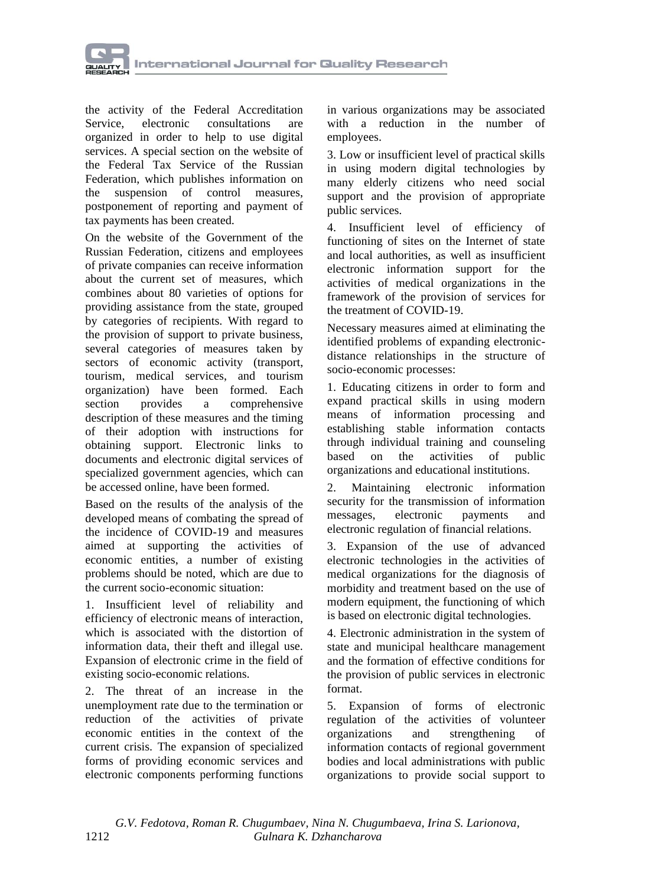the activity of the Federal Accreditation Service, electronic consultations are organized in order to help to use digital services. A special section on the website of the Federal Tax Service of the Russian Federation, which publishes information on the suspension of control measures, postponement of reporting and payment of tax payments has been created.

On the website of the Government of the Russian Federation, citizens and employees of private companies can receive information about the current set of measures, which combines about 80 varieties of options for providing assistance from the state, grouped by categories of recipients. With regard to the provision of support to private business, several categories of measures taken by sectors of economic activity (transport, tourism, medical services, and tourism organization) have been formed. Each section provides a comprehensive description of these measures and the timing of their adoption with instructions for obtaining support. Electronic links to documents and electronic digital services of specialized government agencies, which can be accessed online, have been formed.

Based on the results of the analysis of the developed means of combating the spread of the incidence of COVID-19 and measures aimed at supporting the activities of economic entities, a number of existing problems should be noted, which are due to the current socio-economic situation:

1. Insufficient level of reliability and efficiency of electronic means of interaction, which is associated with the distortion of information data, their theft and illegal use. Expansion of electronic crime in the field of existing socio-economic relations.

2. The threat of an increase in the unemployment rate due to the termination or reduction of the activities of private economic entities in the context of the current crisis. The expansion of specialized forms of providing economic services and electronic components performing functions in various organizations may be associated with a reduction in the number of employees.

3. Low or insufficient level of practical skills in using modern digital technologies by many elderly citizens who need social support and the provision of appropriate public services.

4. Insufficient level of efficiency of functioning of sites on the Internet of state and local authorities, as well as insufficient electronic information support for the activities of medical organizations in the framework of the provision of services for the treatment of COVID-19.

Necessary measures aimed at eliminating the identified problems of expanding electronic-distance relationships in the structure of socio-economic processes:

1. Educating citizens in order to form and expand practical skills in using modern means of information processing and establishing stable information contacts through individual training and counseling based on the activities of public organizations and educational institutions.

2. Maintaining electronic information security for the transmission of information messages, electronic payments and electronic regulation of financial relations.

3. Expansion of the use of advanced electronic technologies in the activities of medical organizations for the diagnosis of morbidity and treatment based on the use of modern equipment, the functioning of which is based on electronic digital technologies.

4. Electronic administration in the system of state and municipal healthcare management and the formation of effective conditions for the provision of public services in electronic format.

5. Expansion of forms of electronic regulation of the activities of volunteer organizations and strengthening of information contacts of regional government bodies and local administrations with public organizations to provide social support to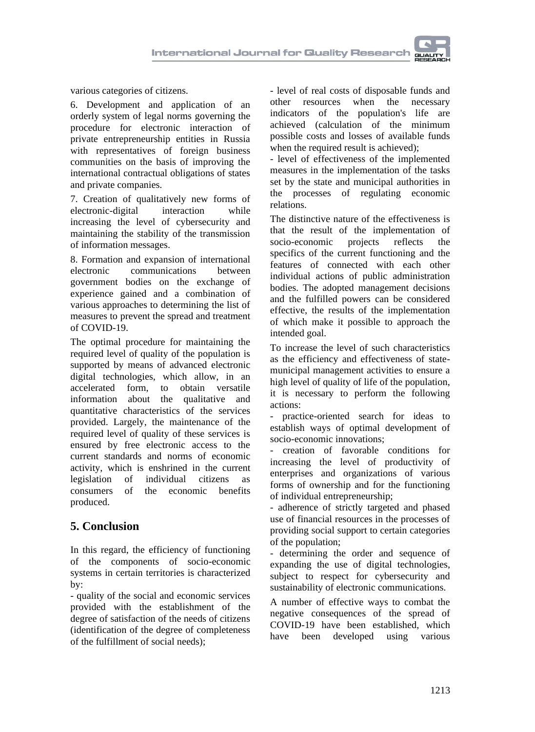various categories of citizens.

6. Development and application of an orderly system of legal norms governing the procedure for electronic interaction of private entrepreneurship entities in Russia with representatives of foreign business communities on the basis of improving the international contractual obligations of states and private companies.

7. Creation of qualitatively new forms of electronic-digital interaction while increasing the level of cybersecurity and maintaining the stability of the transmission of information messages.

8. Formation and expansion of international electronic communications between government bodies on the exchange of experience gained and a combination of various approaches to determining the list of measures to prevent the spread and treatment of COVID-19.

The optimal procedure for maintaining the required level of quality of the population is supported by means of advanced electronic digital technologies, which allow, in an accelerated form, to obtain versatile information about the qualitative and quantitative characteristics of the services provided. Largely, the maintenance of the required level of quality of these services is ensured by free electronic access to the current standards and norms of economic activity, which is enshrined in the current legislation of individual citizens as consumers of the economic benefits produced.

## 5. Conclusion

In this regard, the efficiency of functioning of the components of socio-economic systems in certain territories is characterized by:

- quality of the social and economic services provided with the establishment of the degree of satisfaction of the needs of citizens (identification of the degree of completeness of the fulfillment of social needs);
- level of real costs of disposable funds and other resources when the necessary indicators of the population's life are achieved (calculation of the minimum possible costs and losses of available funds when the required result is achieved);
- level of effectiveness of the implemented measures in the implementation of the tasks set by the state and municipal authorities in the processes of regulating economic relations.

The distinctive nature of the effectiveness is that the result of the implementation of socio-economic projects reflects the specifics of the current functioning and the features of connected with each other individual actions of public administration bodies. The adopted management decisions and the fulfilled powers can be considered effective, the results of the implementation of which make it possible to approach the intended goal.

To increase the level of such characteristics as the efficiency and effectiveness of state-municipal management activities to ensure a high level of quality of life of the population, it is necessary to perform the following actions:

- practice-oriented search for ideas to establish ways of optimal development of socio-economic innovations;
- creation of favorable conditions for increasing the level of productivity of enterprises and organizations of various forms of ownership and for the functioning of individual entrepreneurship;
- adherence of strictly targeted and phased use of financial resources in the processes of providing social support to certain categories of the population;
- determining the order and sequence of expanding the use of digital technologies, subject to respect for cybersecurity and sustainability of electronic communications.

A number of effective ways to combat the negative consequences of the spread of COVID-19 have been established, which have been developed using various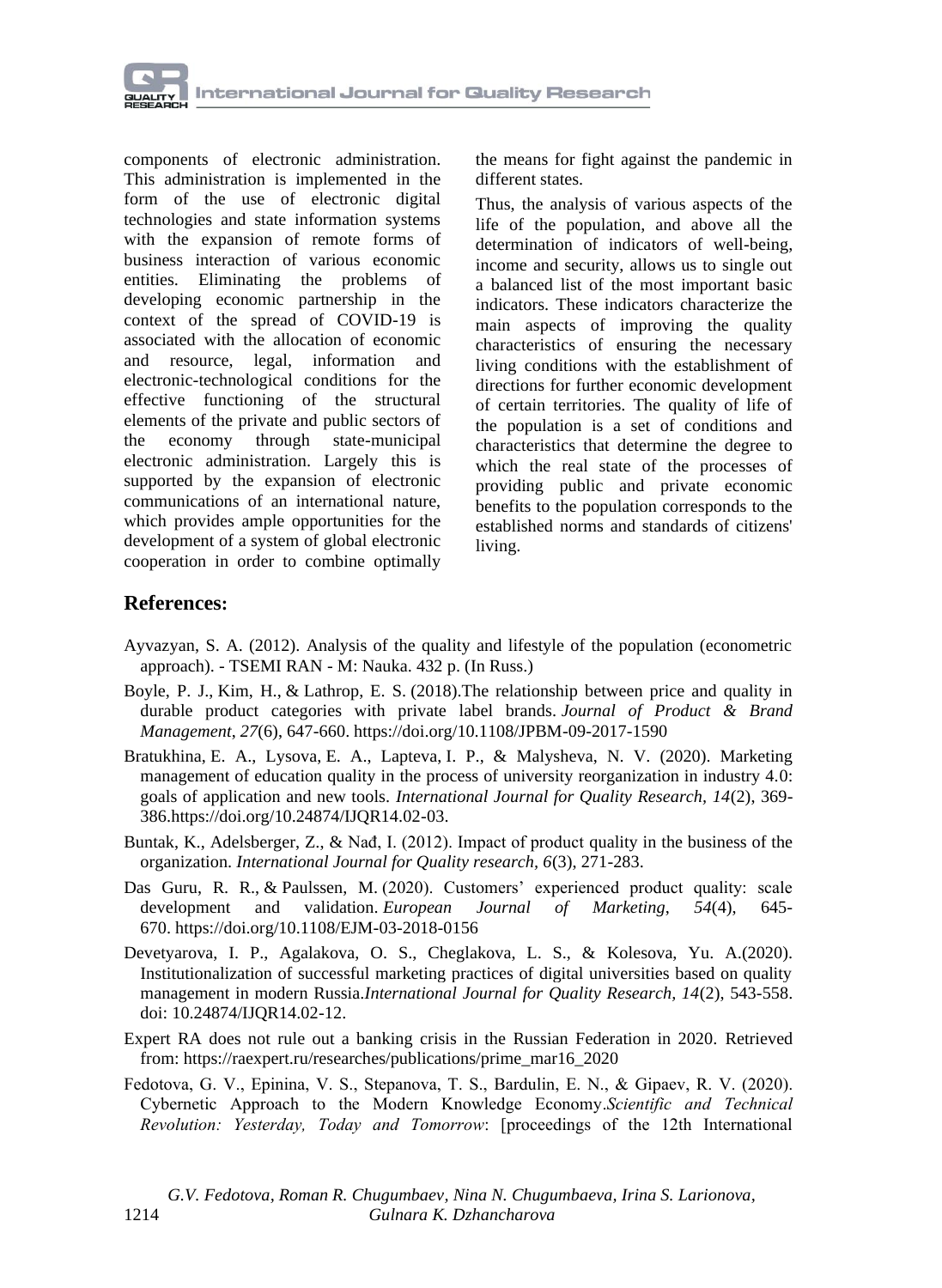components of electronic administration. This administration is implemented in the form of the use of electronic digital technologies and state information systems with the expansion of remote forms of business interaction of various economic entities. Eliminating the problems of developing economic partnership in the context of the spread of COVID-19 is associated with the allocation of economic and resource, legal, information and electronic-technological conditions for the effective functioning of the structural elements of the private and public sectors of the economy through state-municipal electronic administration. Largely this is supported by the expansion of electronic communications of an international nature, which provides ample opportunities for the development of a system of global electronic cooperation in order to combine optimally the means for fight against the pandemic in different states.

Thus, the analysis of various aspects of the life of the population, and above all the determination of indicators of well-being, income and security, allows us to single out a balanced list of the most important basic indicators. These indicators characterize the main aspects of improving the quality characteristics of ensuring the necessary living conditions with the establishment of directions for further economic development of certain territories. The quality of life of the population is a set of conditions and characteristics that determine the degree to which the real state of the processes of providing public and private economic benefits to the population corresponds to the established norms and standards of citizens' living.

## References:

Ayvazyan, S. A. (2012). Analysis of the quality and lifestyle of the population (econometric approach). - TSEMI RAN - M: Nauka. 432 p. (In Russ.)

Boyle, P. J., Kim, H., & Lathrop, E. S. (2018).The relationship between price and quality in durable product categories with private label brands. *Journal of Product & Brand Management*, *27*(6), 647-660. https://doi.org/10.1108/JPBM-09-2017-1590

Bratukhina, E. A., Lysova, E. A., Lapteva, I. P., & Malysheva, N. V. (2020). Marketing management of education quality in the process of university reorganization in industry 4.0: goals of application and new tools. *International Journal for Quality Research*, *14*(2), 369-386.https://doi.org/10.24874/IJQR14.02-03.

Buntak, K., Adelsberger, Z., & Nađ, I. (2012). Impact of product quality in the business of the organization. *International Journal for Quality research*, *6*(3), 271-283.

Das Guru, R. R., & Paulssen, M. (2020). Customers' experienced product quality: scale development and validation. *European Journal of Marketing*, *54*(4), 645-670. https://doi.org/10.1108/EJM-03-2018-0156

Devetyarova, I. P., Agalakova, O. S., Cheglakova, L. S., & Kolesova, Yu. A.(2020). Institutionalization of successful marketing practices of digital universities based on quality management in modern Russia.*International Journal for Quality Research, 14*(2), 543-558. doi: 10.24874/IJQR14.02-12.

Expert RA does not rule out a banking crisis in the Russian Federation in 2020. Retrieved from: https://raexpert.ru/researches/publications/prime_mar16_2020

Fedotova, G. V., Epinina, V. S., Stepanova, T. S., Bardulin, E. N., & Gipaev, R. V. (2020). Cybernetic Approach to the Modern Knowledge Economy.*Scientific and Technical Revolution: Yesterday, Today and Tomorrow*: [proceedings of the 12th International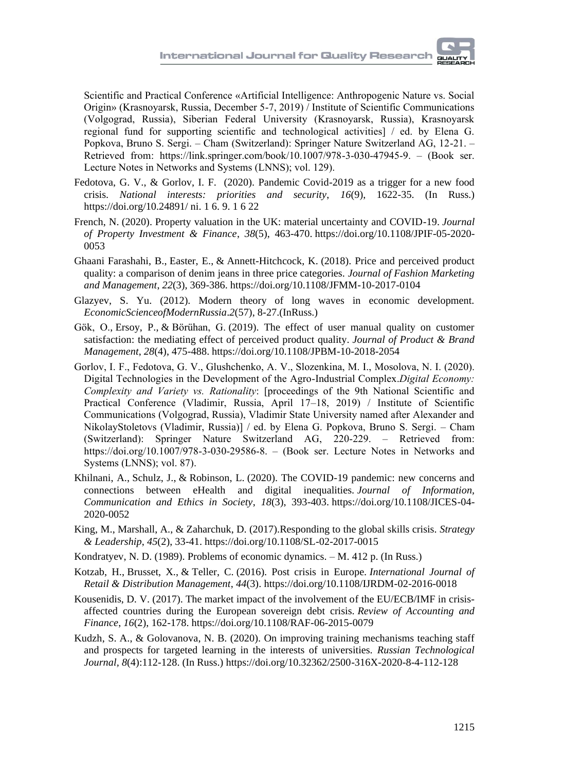Scientific and Practical Conference «Artificial Intelligence: Anthropogenic Nature vs. Social Origin» (Krasnoyarsk, Russia, December 5-7, 2019) / Institute of Scientific Communications (Volgograd, Russia), Siberian Federal University (Krasnoyarsk, Russia), Krasnoyarsk regional fund for supporting scientific and technological activities] / ed. by Elena G. Popkova, Bruno S. Sergi. – Cham (Switzerland): Springer Nature Switzerland AG, 12-21. – Retrieved from: https://link.springer.com/book/10.1007/978-3-030-47945-9. – (Book ser. Lecture Notes in Networks and Systems (LNNS); vol. 129).

Fedotova, G. V., & Gorlov, I. F. (2020). Pandemic Covid-2019 as a trigger for a new food crisis. *National interests: priorities and security*, *16*(9), 1622-35. (In Russ.) https://doi.org/10.24891/ ni. 1 6. 9. 1 6 22

French, N. (2020). Property valuation in the UK: material uncertainty and COVID-19. *Journal of Property Investment & Finance*, *38*(5), 463-470. https://doi.org/10.1108/JPIF-05-2020-0053

Ghaani Farashahi, B., Easter, E., & Annett-Hitchcock, K. (2018). Price and perceived product quality: a comparison of denim jeans in three price categories. *Journal of Fashion Marketing and Management*, *22*(3), 369-386. https://doi.org/10.1108/JFMM-10-2017-0104

Glazyev, S. Yu. (2012). Modern theory of long waves in economic development. *EconomicScienceofModernRussia*.*2*(57), 8-27.(InRuss.)

Gök, O., Ersoy, P., & Börühan, G. (2019). The effect of user manual quality on customer satisfaction: the mediating effect of perceived product quality. *Journal of Product & Brand Management*, *28*(4), 475-488. https://doi.org/10.1108/JPBM-10-2018-2054

Gorlov, I. F., Fedotova, G. V., Glushchenko, A. V., Slozenkina, M. I., Mosolova, N. I. (2020). Digital Technologies in the Development of the Agro-Industrial Complex.*Digital Economy: Complexity and Variety vs. Rationality*: [proceedings of the 9th National Scientific and Practical Conference (Vladimir, Russia, April 17–18, 2019) / Institute of Scientific Communications (Volgograd, Russia), Vladimir State University named after Alexander and NikolayStoletovs (Vladimir, Russia)] / ed. by Elena G. Popkova, Bruno S. Sergi. – Cham (Switzerland): Springer Nature Switzerland AG, 220-229. – Retrieved from: https://doi.org/10.1007/978-3-030-29586-8. – (Book ser. Lecture Notes in Networks and Systems (LNNS); vol. 87).

Khilnani, A., Schulz, J., & Robinson, L. (2020). The COVID-19 pandemic: new concerns and connections between eHealth and digital inequalities. *Journal of Information, Communication and Ethics in Society*, *18*(3), 393-403. https://doi.org/10.1108/JICES-04-2020-0052

King, M., Marshall, A., & Zaharchuk, D. (2017).Responding to the global skills crisis. *Strategy & Leadership*, *45*(2), 33-41. https://doi.org/10.1108/SL-02-2017-0015

Kondratyev, N. D. (1989). Problems of economic dynamics. – M. 412 p. (In Russ.)

Kotzab, H., Brusset, X., & Teller, C. (2016). Post crisis in Europe. *International Journal of Retail & Distribution Management*, *44*(3). https://doi.org/10.1108/IJRDM-02-2016-0018

Kousenidis, D. V. (2017). The market impact of the involvement of the EU/ECB/IMF in crisis-affected countries during the European sovereign debt crisis. *Review of Accounting and Finance*, *16*(2), 162-178. https://doi.org/10.1108/RAF-06-2015-0079

Kudzh, S. A., & Golovanova, N. B. (2020). On improving training mechanisms teaching staff and prospects for targeted learning in the interests of universities. *Russian Technological Journal*, *8*(4):112-128. (In Russ.) https://doi.org/10.32362/2500-316X-2020-8-4-112-128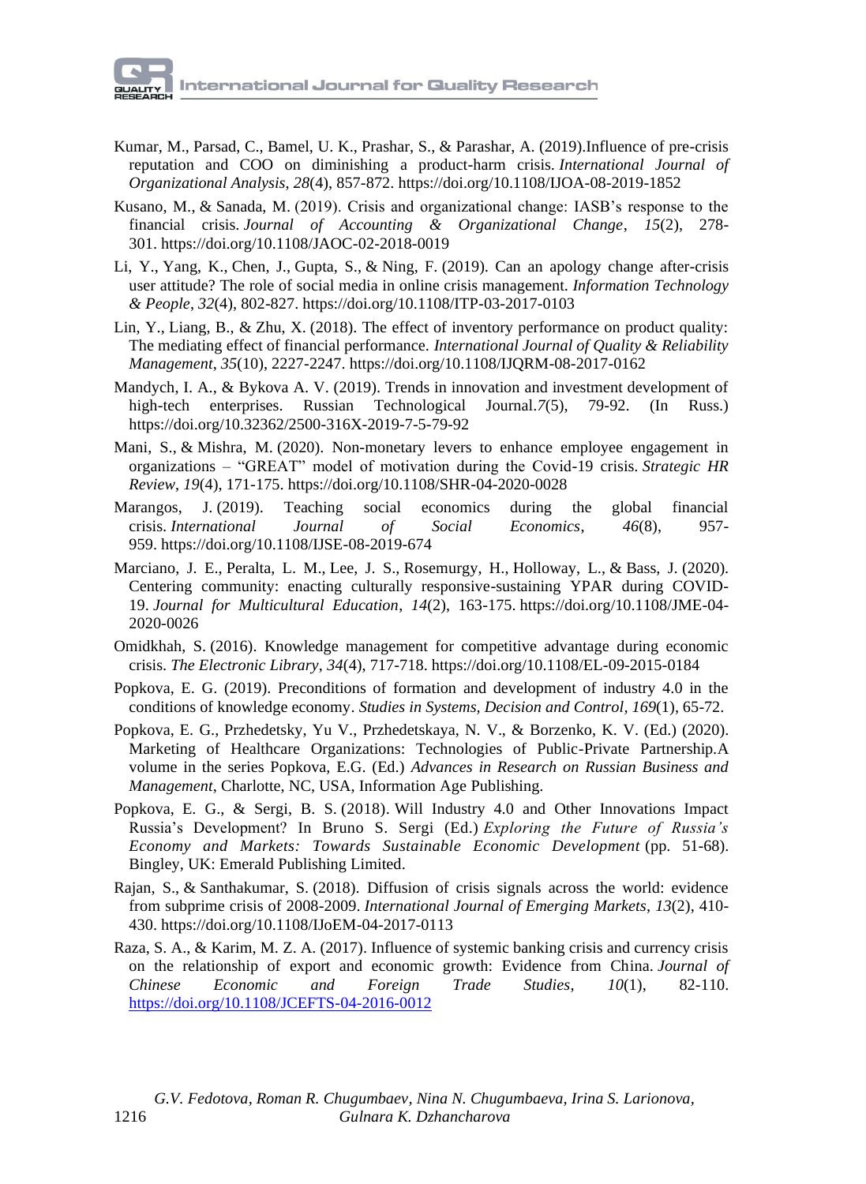Kumar, M., Parsad, C., Bamel, U. K., Prashar, S., & Parashar, A. (2019).Influence of pre-crisis reputation and COO on diminishing a product-harm crisis. *International Journal of Organizational Analysis*, *28*(4), 857-872. https://doi.org/10.1108/IJOA-08-2019-1852

Kusano, M., & Sanada, M. (2019). Crisis and organizational change: IASB's response to the financial crisis. *Journal of Accounting & Organizational Change*, *15*(2), 278-301. https://doi.org/10.1108/JAOC-02-2018-0019

Li, Y., Yang, K., Chen, J., Gupta, S., & Ning, F. (2019). Can an apology change after-crisis user attitude? The role of social media in online crisis management. *Information Technology & People*, *32*(4), 802-827. https://doi.org/10.1108/ITP-03-2017-0103

Lin, Y., Liang, B., & Zhu, X. (2018). The effect of inventory performance on product quality: The mediating effect of financial performance. *International Journal of Quality & Reliability Management*, *35*(10), 2227-2247. https://doi.org/10.1108/IJQRM-08-2017-0162

Mandych, I. A., & Bykova A. V. (2019). Trends in innovation and investment development of high-tech enterprises. Russian Technological Journal.*7*(5), 79-92. (In Russ.) https://doi.org/10.32362/2500-316X-2019-7-5-79-92

Mani, S., & Mishra, M. (2020). Non-monetary levers to enhance employee engagement in organizations – "GREAT" model of motivation during the Covid-19 crisis. *Strategic HR Review*, *19*(4), 171-175. https://doi.org/10.1108/SHR-04-2020-0028

Marangos, J. (2019). Teaching social economics during the global financial crisis. *International Journal of Social Economics*, *46*(8), 957-959. https://doi.org/10.1108/IJSE-08-2019-674

Marciano, J. E., Peralta, L. M., Lee, J. S., Rosemurgy, H., Holloway, L., & Bass, J. (2020). Centering community: enacting culturally responsive-sustaining YPAR during COVID-19. *Journal for Multicultural Education*, *14*(2), 163-175. https://doi.org/10.1108/JME-04-2020-0026

Omidkhah, S. (2016). Knowledge management for competitive advantage during economic crisis. *The Electronic Library*, *34*(4), 717-718. https://doi.org/10.1108/EL-09-2015-0184

Popkova, E. G. (2019). Preconditions of formation and development of industry 4.0 in the conditions of knowledge economy. *Studies in Systems, Decision and Control, 169*(1), 65-72.

Popkova, E. G., Przhedetsky, Yu V., Przhedetskaya, N. V., & Borzenko, K. V. (Ed.) (2020). Marketing of Healthcare Organizations: Technologies of Public-Private Partnership.A volume in the series Popkova, E.G. (Ed.) *Advances in Research on Russian Business and Management*, Charlotte, NC, USA, Information Age Publishing.

Popkova, E. G., & Sergi, B. S. (2018). Will Industry 4.0 and Other Innovations Impact Russia's Development? In Bruno S. Sergi (Ed.) *Exploring the Future of Russia's Economy and Markets: Towards Sustainable Economic Development* (pp. 51-68). Bingley, UK: Emerald Publishing Limited.

Rajan, S., & Santhakumar, S. (2018). Diffusion of crisis signals across the world: evidence from subprime crisis of 2008-2009. *International Journal of Emerging Markets*, *13*(2), 410-430. https://doi.org/10.1108/IJoEM-04-2017-0113

Raza, S. A., & Karim, M. Z. A. (2017). Influence of systemic banking crisis and currency crisis on the relationship of export and economic growth: Evidence from China. *Journal of Chinese Economic and Foreign Trade Studies*, *10*(1), 82-110. https://doi.org/10.1108/JCEFTS-04-2016-0012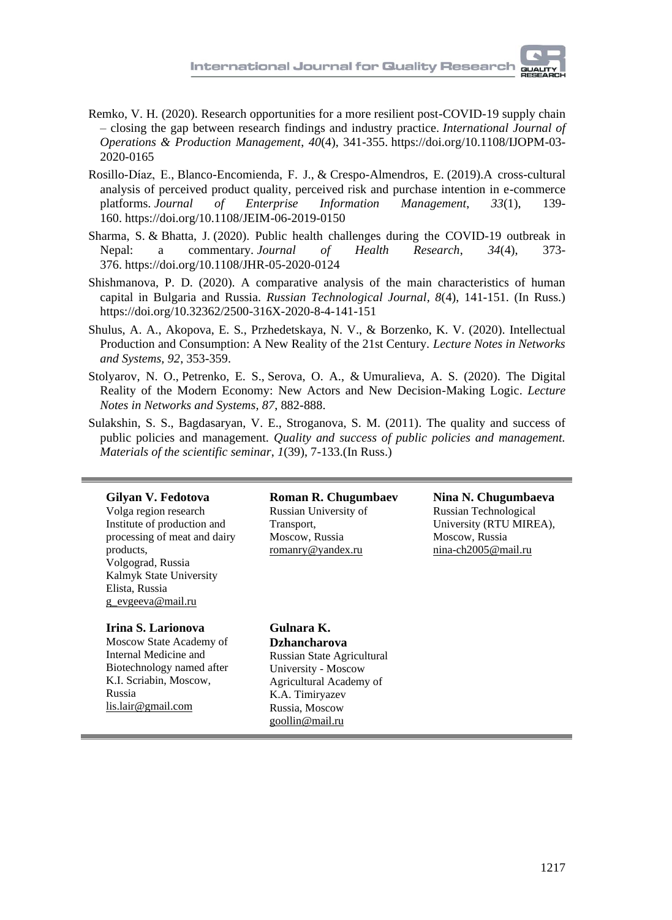Remko, V. H. (2020). Research opportunities for a more resilient post-COVID-19 supply chain – closing the gap between research findings and industry practice. *International Journal of Operations & Production Management*, *40*(4), 341-355. https://doi.org/10.1108/IJOPM-03-2020-0165

Rosillo-Díaz, E., Blanco-Encomienda, F. J., & Crespo-Almendros, E. (2019).A cross-cultural analysis of perceived product quality, perceived risk and purchase intention in e-commerce platforms. *Journal of Enterprise Information Management*, *33*(1), 139-160. https://doi.org/10.1108/JEIM-06-2019-0150

Sharma, S. & Bhatta, J. (2020). Public health challenges during the COVID-19 outbreak in Nepal: a commentary. *Journal of Health Research*, *34*(4), 373-376. https://doi.org/10.1108/JHR-05-2020-0124

Shishmanova, P. D. (2020). A comparative analysis of the main characteristics of human capital in Bulgaria and Russia. *Russian Technological Journal*, *8*(4), 141-151. (In Russ.) https://doi.org/10.32362/2500-316X-2020-8-4-141-151

Shulus, A. A., Akopova, E. S., Przhedetskaya, N. V., & Borzenko, K. V. (2020). Intellectual Production and Consumption: A New Reality of the 21st Century. *Lecture Notes in Networks and Systems*, *92*, 353-359.

Stolyarov, N. O., Petrenko, E. S., Serova, O. A., & Umuralieva, A. S. (2020). The Digital Reality of the Modern Economy: New Actors and New Decision-Making Logic. *Lecture Notes in Networks and Systems*, *87*, 882-888.

Sulakshin, S. S., Bagdasaryan, V. E., Stroganova, S. M. (2011). The quality and success of public policies and management. *Quality and success of public policies and management. Materials of the scientific seminar*, *1*(39), 7-133.(In Russ.)

---

**Gilyan V. Fedotova**
Volga region research Institute of production and processing of meat and dairy products,
Volgograd, Russia
Kalmyk State University
Elista, Russia
g_evgeeva@mail.ru

**Roman R. Chugumbaev**
Russian University of Transport,
Moscow, Russia
romanry@yandex.ru

**Nina N. Chugumbaeva**
Russian Technological University (RTU MIREA),
Moscow, Russia
nina-ch2005@mail.ru

**Irina S. Larionova**
Moscow State Academy of Internal Medicine and Biotechnology named after K.I. Scriabin, Moscow, Russia
lis.lair@gmail.com

**Gulnara K. Dzhancharova**
Russian State Agricultural University - Moscow Agricultural Academy of K.A. Timiryazev
Russia, Moscow
goollin@mail.ru